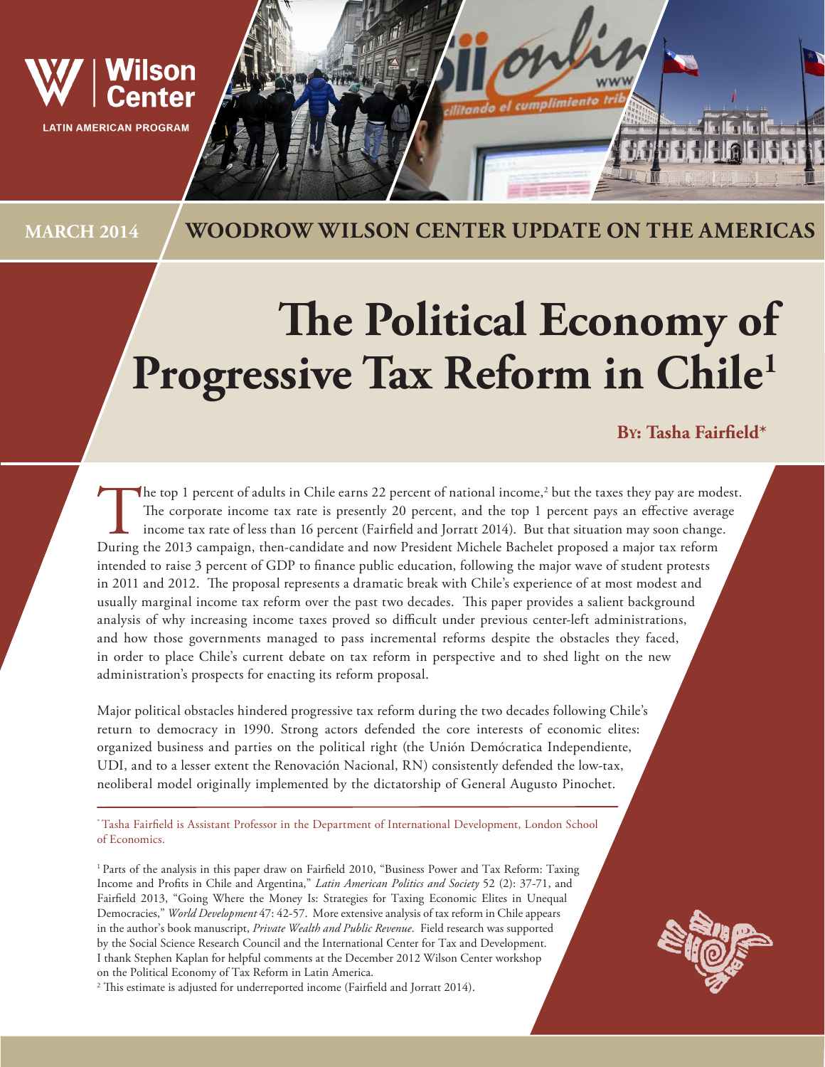Wilson Center

LATIN AMERICAN PROGRAM

MARCH 2014 WOODROW WILSON CENTER UPDATE ON THE AMERICAS

# The Political Economy of Progressive Tax Reform in Chile[1]

**By: Tasha Fairfield***

The top 1 percent of adults in Chile earns 22 percent of national income,[2] but the taxes they pay are modest. The corporate income tax rate is presently 20 percent, and the top 1 percent pays an effective average income tax rate of less than 16 percent (Fairfield and Jorratt 2014). But that situation may soon change. During the 2013 campaign, then-candidate and now President Michele Bachelet proposed a major tax reform intended to raise 3 percent of GDP to finance public education, following the major wave of student protests in 2011 and 2012. The proposal represents a dramatic break with Chile's experience of at most modest and usually marginal income tax reform over the past two decades. This paper provides a salient background analysis of why increasing income taxes proved so difficult under previous center-left administrations, and how those governments managed to pass incremental reforms despite the obstacles they faced, in order to place Chile's current debate on tax reform in perspective and to shed light on the new administration's prospects for enacting its reform proposal.

Major political obstacles hindered progressive tax reform during the two decades following Chile's return to democracy in 1990. Strong actors defended the core interests of economic elites: organized business and parties on the political right (the Unión Demócratica Independiente, UDI, and to a lesser extent the Renovación Nacional, RN) consistently defended the low-tax, neoliberal model originally implemented by the dictatorship of General Augusto Pinochet.

---

* Tasha Fairfield is Assistant Professor in the Department of International Development, London School of Economics.

[1] Parts of the analysis in this paper draw on Fairfield 2010, "Business Power and Tax Reform: Taxing Income and Profits in Chile and Argentina," *Latin American Politics and Society* 52 (2): 37-71, and Fairfield 2013, "Going Where the Money Is: Strategies for Taxing Economic Elites in Unequal Democracies," *World Development* 47: 42-57. More extensive analysis of tax reform in Chile appears in the author's book manuscript, *Private Wealth and Public Revenue*. Field research was supported by the Social Science Research Council and the International Center for Tax and Development. I thank Stephen Kaplan for helpful comments at the December 2012 Wilson Center workshop on the Political Economy of Tax Reform in Latin America.

[2] This estimate is adjusted for underreported income (Fairfield and Jorratt 2014).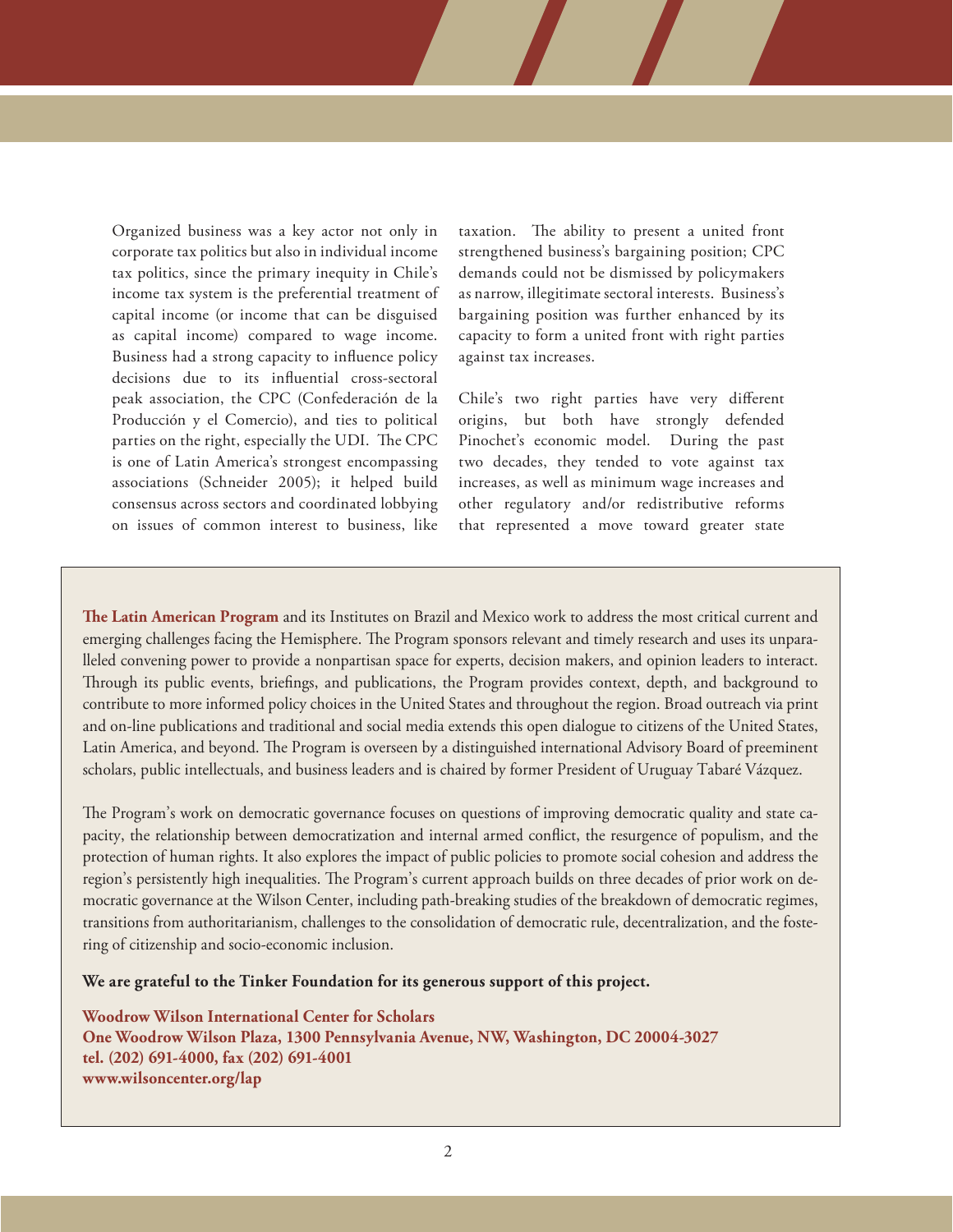Organized business was a key actor not only in corporate tax politics but also in individual income tax politics, since the primary inequity in Chile's income tax system is the preferential treatment of capital income (or income that can be disguised as capital income) compared to wage income. Business had a strong capacity to influence policy decisions due to its influential cross-sectoral peak association, the CPC (Confederación de la Producción y el Comercio), and ties to political parties on the right, especially the UDI. The CPC is one of Latin America's strongest encompassing associations (Schneider 2005); it helped build consensus across sectors and coordinated lobbying on issues of common interest to business, like taxation. The ability to present a united front strengthened business's bargaining position; CPC demands could not be dismissed by policymakers as narrow, illegitimate sectoral interests. Business's bargaining position was further enhanced by its capacity to form a united front with right parties against tax increases.

Chile's two right parties have very different origins, but both have strongly defended Pinochet's economic model. During the past two decades, they tended to vote against tax increases, as well as minimum wage increases and other regulatory and/or redistributive reforms that represented a move toward greater state

**The Latin American Program** and its Institutes on Brazil and Mexico work to address the most critical current and emerging challenges facing the Hemisphere. The Program sponsors relevant and timely research and uses its unparalleled convening power to provide a nonpartisan space for experts, decision makers, and opinion leaders to interact. Through its public events, briefings, and publications, the Program provides context, depth, and background to contribute to more informed policy choices in the United States and throughout the region. Broad outreach via print and on-line publications and traditional and social media extends this open dialogue to citizens of the United States, Latin America, and beyond. The Program is overseen by a distinguished international Advisory Board of preeminent scholars, public intellectuals, and business leaders and is chaired by former President of Uruguay Tabaré Vázquez.

The Program's work on democratic governance focuses on questions of improving democratic quality and state capacity, the relationship between democratization and internal armed conflict, the resurgence of populism, and the protection of human rights. It also explores the impact of public policies to promote social cohesion and address the region's persistently high inequalities. The Program's current approach builds on three decades of prior work on democratic governance at the Wilson Center, including path-breaking studies of the breakdown of democratic regimes, transitions from authoritarianism, challenges to the consolidation of democratic rule, decentralization, and the fostering of citizenship and socio-economic inclusion.

**We are grateful to the Tinker Foundation for its generous support of this project.**

**Woodrow Wilson International Center for Scholars**
**One Woodrow Wilson Plaza, 1300 Pennsylvania Avenue, NW, Washington, DC 20004-3027**
**tel. (202) 691-4000, fax (202) 691-4001**
**www.wilsoncenter.org/lap**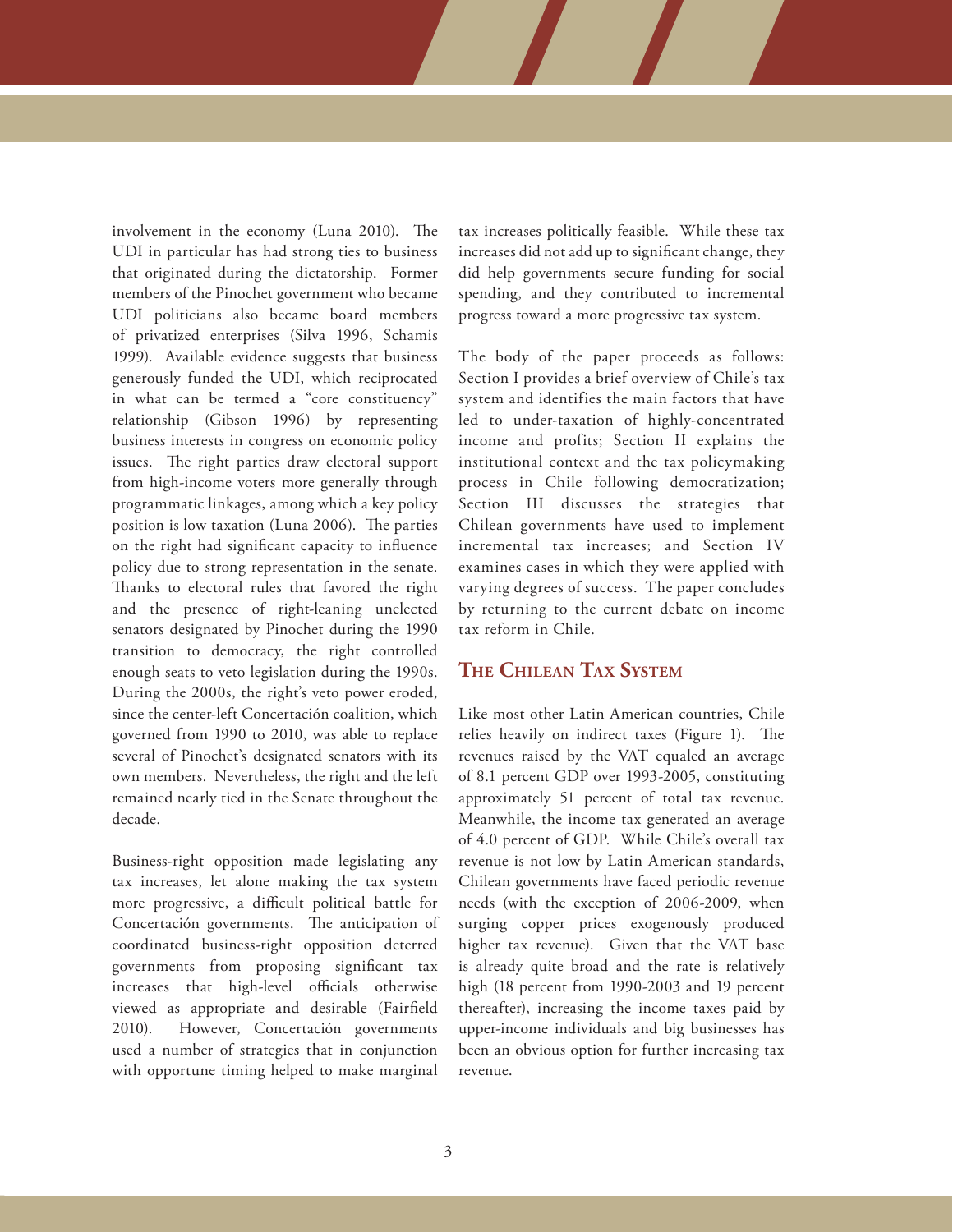involvement in the economy (Luna 2010). The UDI in particular has had strong ties to business that originated during the dictatorship. Former members of the Pinochet government who became UDI politicians also became board members of privatized enterprises (Silva 1996, Schamis 1999). Available evidence suggests that business generously funded the UDI, which reciprocated in what can be termed a "core constituency" relationship (Gibson 1996) by representing business interests in congress on economic policy issues. The right parties draw electoral support from high-income voters more generally through programmatic linkages, among which a key policy position is low taxation (Luna 2006). The parties on the right had significant capacity to influence policy due to strong representation in the senate. Thanks to electoral rules that favored the right and the presence of right-leaning unelected senators designated by Pinochet during the 1990 transition to democracy, the right controlled enough seats to veto legislation during the 1990s. During the 2000s, the right's veto power eroded, since the center-left Concertación coalition, which governed from 1990 to 2010, was able to replace several of Pinochet's designated senators with its own members. Nevertheless, the right and the left remained nearly tied in the Senate throughout the decade.

Business-right opposition made legislating any tax increases, let alone making the tax system more progressive, a difficult political battle for Concertación governments. The anticipation of coordinated business-right opposition deterred governments from proposing significant tax increases that high-level officials otherwise viewed as appropriate and desirable (Fairfield 2010). However, Concertación governments used a number of strategies that in conjunction with opportune timing helped to make marginal tax increases politically feasible. While these tax increases did not add up to significant change, they did help governments secure funding for social spending, and they contributed to incremental progress toward a more progressive tax system.

The body of the paper proceeds as follows: Section I provides a brief overview of Chile's tax system and identifies the main factors that have led to under-taxation of highly-concentrated income and profits; Section II explains the institutional context and the tax policymaking process in Chile following democratization; Section III discusses the strategies that Chilean governments have used to implement incremental tax increases; and Section IV examines cases in which they were applied with varying degrees of success. The paper concludes by returning to the current debate on income tax reform in Chile.

## The Chilean Tax System

Like most other Latin American countries, Chile relies heavily on indirect taxes (Figure 1). The revenues raised by the VAT equaled an average of 8.1 percent GDP over 1993-2005, constituting approximately 51 percent of total tax revenue. Meanwhile, the income tax generated an average of 4.0 percent of GDP. While Chile's overall tax revenue is not low by Latin American standards, Chilean governments have faced periodic revenue needs (with the exception of 2006-2009, when surging copper prices exogenously produced higher tax revenue). Given that the VAT base is already quite broad and the rate is relatively high (18 percent from 1990-2003 and 19 percent thereafter), increasing the income taxes paid by upper-income individuals and big businesses has been an obvious option for further increasing tax revenue.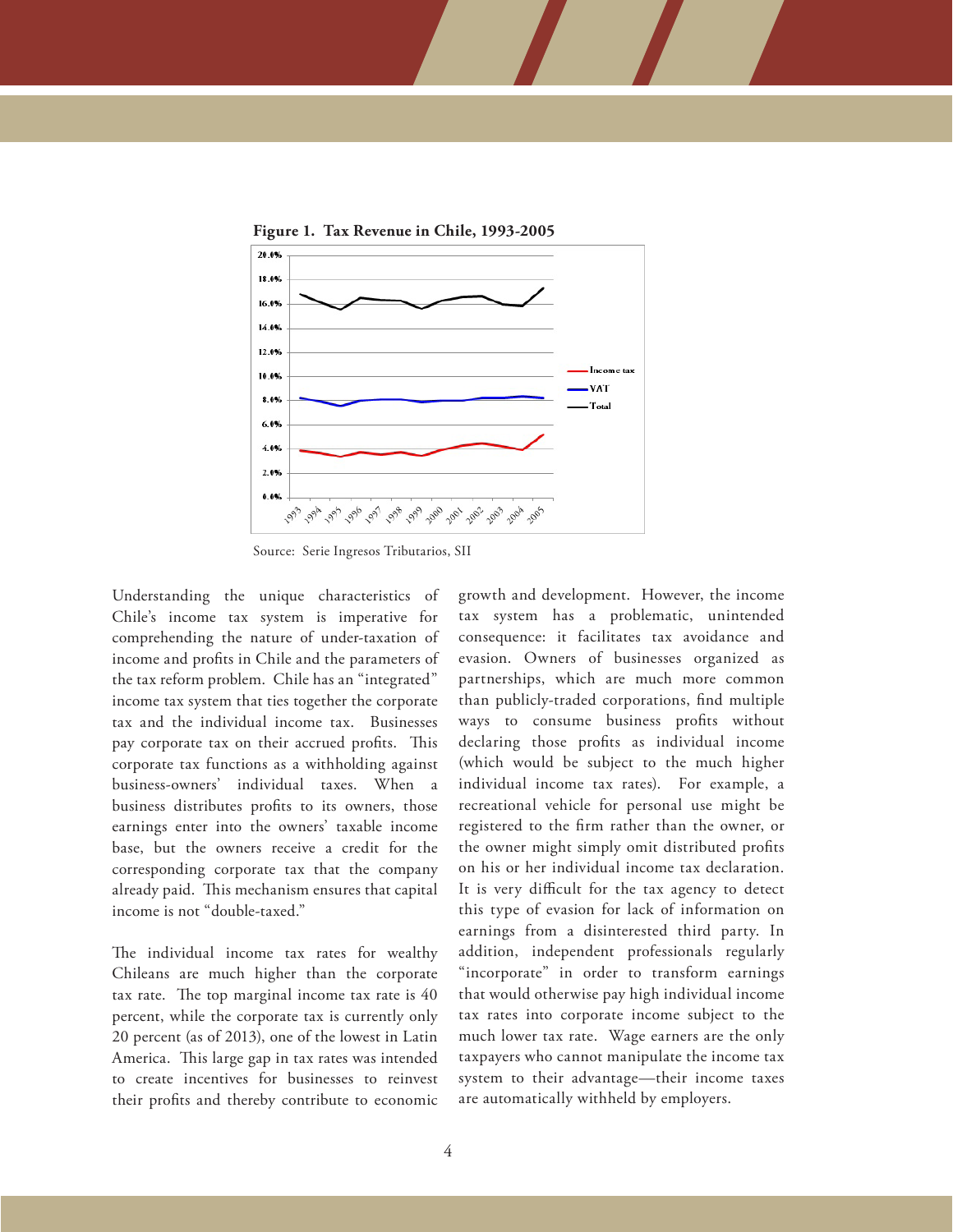**Figure 1. Tax Revenue in Chile, 1993-2005**

Source: Serie Ingresos Tributarios, SII

Understanding the unique characteristics of Chile's income tax system is imperative for comprehending the nature of under-taxation of income and profits in Chile and the parameters of the tax reform problem. Chile has an "integrated" income tax system that ties together the corporate tax and the individual income tax. Businesses pay corporate tax on their accrued profits. This corporate tax functions as a withholding against business-owners' individual taxes. When a business distributes profits to its owners, those earnings enter into the owners' taxable income base, but the owners receive a credit for the corresponding corporate tax that the company already paid. This mechanism ensures that capital income is not "double-taxed."

The individual income tax rates for wealthy Chileans are much higher than the corporate tax rate. The top marginal income tax rate is 40 percent, while the corporate tax is currently only 20 percent (as of 2013), one of the lowest in Latin America. This large gap in tax rates was intended to create incentives for businesses to reinvest their profits and thereby contribute to economic growth and development. However, the income tax system has a problematic, unintended consequence: it facilitates tax avoidance and evasion. Owners of businesses organized as partnerships, which are much more common than publicly-traded corporations, find multiple ways to consume business profits without declaring those profits as individual income (which would be subject to the much higher individual income tax rates). For example, a recreational vehicle for personal use might be registered to the firm rather than the owner, or the owner might simply omit distributed profits on his or her individual income tax declaration. It is very difficult for the tax agency to detect this type of evasion for lack of information on earnings from a disinterested third party. In addition, independent professionals regularly "incorporate" in order to transform earnings that would otherwise pay high individual income tax rates into corporate income subject to the much lower tax rate. Wage earners are the only taxpayers who cannot manipulate the income tax system to their advantage—their income taxes are automatically withheld by employers.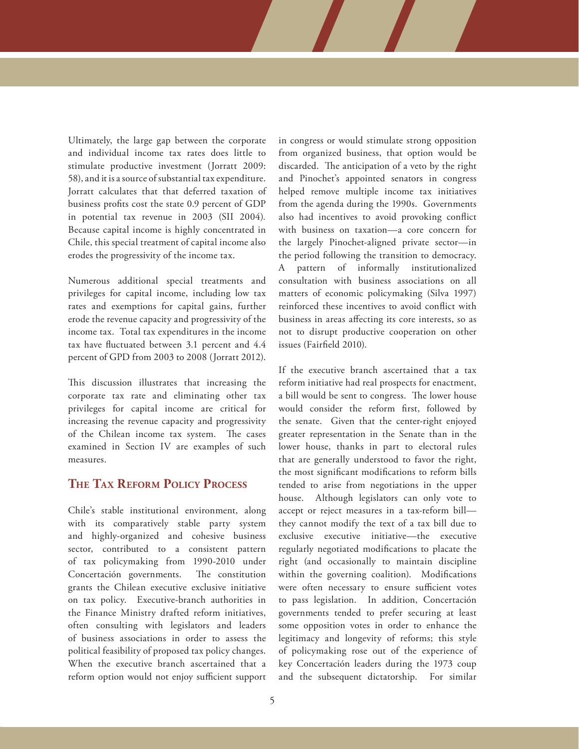Ultimately, the large gap between the corporate and individual income tax rates does little to stimulate productive investment (Jorratt 2009: 58), and it is a source of substantial tax expenditure. Jorratt calculates that that deferred taxation of business profits cost the state 0.9 percent of GDP in potential tax revenue in 2003 (SII 2004). Because capital income is highly concentrated in Chile, this special treatment of capital income also erodes the progressivity of the income tax.

Numerous additional special treatments and privileges for capital income, including low tax rates and exemptions for capital gains, further erode the revenue capacity and progressivity of the income tax. Total tax expenditures in the income tax have fluctuated between 3.1 percent and 4.4 percent of GPD from 2003 to 2008 (Jorratt 2012).

This discussion illustrates that increasing the corporate tax rate and eliminating other tax privileges for capital income are critical for increasing the revenue capacity and progressivity of the Chilean income tax system. The cases examined in Section IV are examples of such measures.

## The Tax Reform Policy Process

Chile's stable institutional environment, along with its comparatively stable party system and highly-organized and cohesive business sector, contributed to a consistent pattern of tax policymaking from 1990-2010 under Concertación governments. The constitution grants the Chilean executive exclusive initiative on tax policy. Executive-branch authorities in the Finance Ministry drafted reform initiatives, often consulting with legislators and leaders of business associations in order to assess the political feasibility of proposed tax policy changes. When the executive branch ascertained that a reform option would not enjoy sufficient support in congress or would stimulate strong opposition from organized business, that option would be discarded. The anticipation of a veto by the right and Pinochet's appointed senators in congress helped remove multiple income tax initiatives from the agenda during the 1990s. Governments also had incentives to avoid provoking conflict with business on taxation—a core concern for the largely Pinochet-aligned private sector—in the period following the transition to democracy. A pattern of informally institutionalized consultation with business associations on all matters of economic policymaking (Silva 1997) reinforced these incentives to avoid conflict with business in areas affecting its core interests, so as not to disrupt productive cooperation on other issues (Fairfield 2010).

If the executive branch ascertained that a tax reform initiative had real prospects for enactment, a bill would be sent to congress. The lower house would consider the reform first, followed by the senate. Given that the center-right enjoyed greater representation in the Senate than in the lower house, thanks in part to electoral rules that are generally understood to favor the right, the most significant modifications to reform bills tended to arise from negotiations in the upper house. Although legislators can only vote to accept or reject measures in a tax-reform bill—they cannot modify the text of a tax bill due to exclusive executive initiative—the executive regularly negotiated modifications to placate the right (and occasionally to maintain discipline within the governing coalition). Modifications were often necessary to ensure sufficient votes to pass legislation. In addition, Concertación governments tended to prefer securing at least some opposition votes in order to enhance the legitimacy and longevity of reforms; this style of policymaking rose out of the experience of key Concertación leaders during the 1973 coup and the subsequent dictatorship. For similar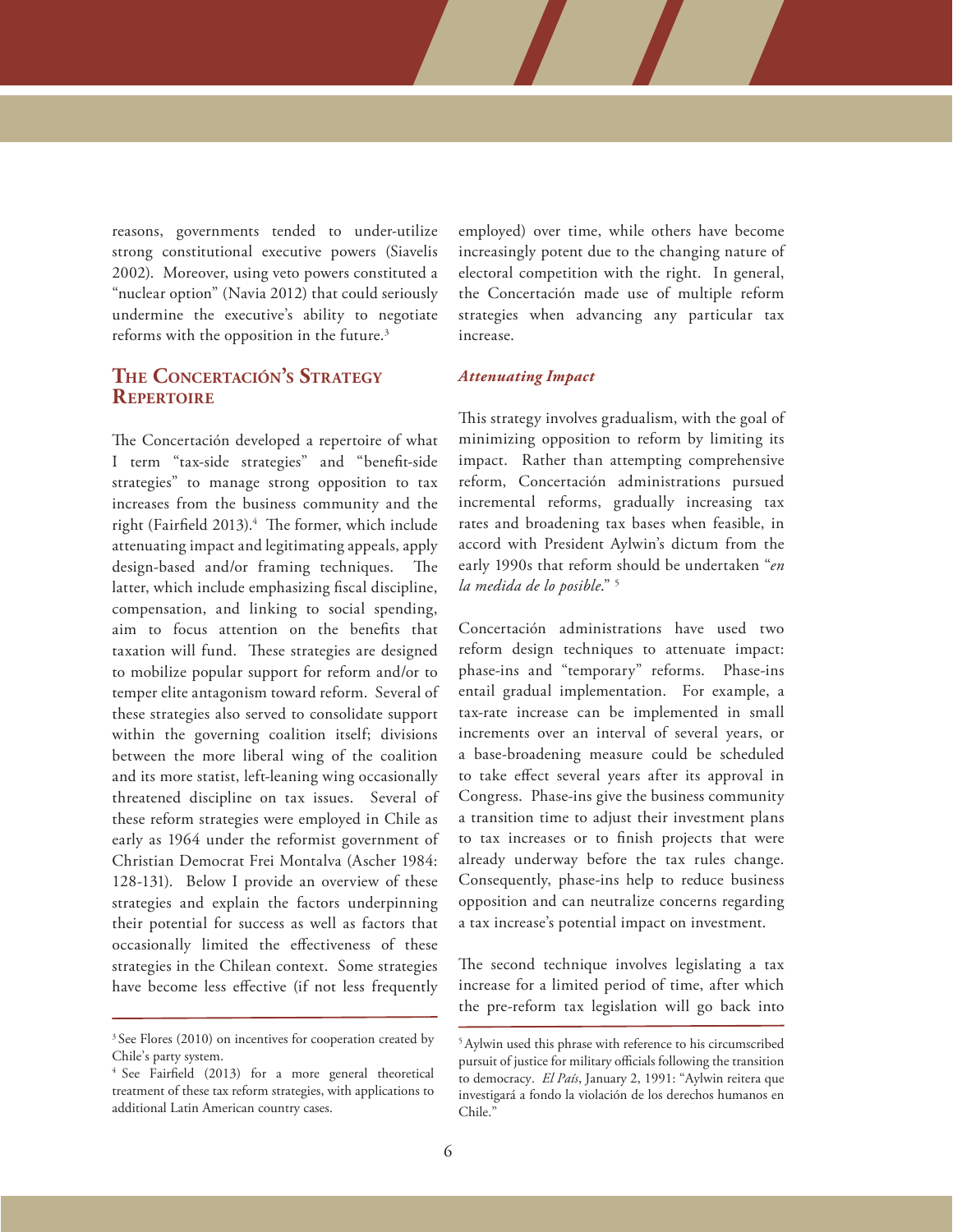reasons, governments tended to under-utilize strong constitutional executive powers (Siavelis 2002). Moreover, using veto powers constituted a "nuclear option" (Navia 2012) that could seriously undermine the executive's ability to negotiate reforms with the opposition in the future.[3]

## The Concertación's Strategy Repertoire

The Concertación developed a repertoire of what I term "tax-side strategies" and "benefit-side strategies" to manage strong opposition to tax increases from the business community and the right (Fairfield 2013).[4] The former, which include attenuating impact and legitimating appeals, apply design-based and/or framing techniques. The latter, which include emphasizing fiscal discipline, compensation, and linking to social spending, aim to focus attention on the benefits that taxation will fund. These strategies are designed to mobilize popular support for reform and/or to temper elite antagonism toward reform. Several of these strategies also served to consolidate support within the governing coalition itself; divisions between the more liberal wing of the coalition and its more statist, left-leaning wing occasionally threatened discipline on tax issues. Several of these reform strategies were employed in Chile as early as 1964 under the reformist government of Christian Democrat Frei Montalva (Ascher 1984: 128-131). Below I provide an overview of these strategies and explain the factors underpinning their potential for success as well as factors that occasionally limited the effectiveness of these strategies in the Chilean context. Some strategies have become less effective (if not less frequently employed) over time, while others have become increasingly potent due to the changing nature of electoral competition with the right. In general, the Concertación made use of multiple reform strategies when advancing any particular tax increase.

### *Attenuating Impact*

This strategy involves gradualism, with the goal of minimizing opposition to reform by limiting its impact. Rather than attempting comprehensive reform, Concertación administrations pursued incremental reforms, gradually increasing tax rates and broadening tax bases when feasible, in accord with President Aylwin's dictum from the early 1990s that reform should be undertaken "*en la medida de lo posible*." [5]

Concertación administrations have used two reform design techniques to attenuate impact: phase-ins and "temporary" reforms. Phase-ins entail gradual implementation. For example, a tax-rate increase can be implemented in small increments over an interval of several years, or a base-broadening measure could be scheduled to take effect several years after its approval in Congress. Phase-ins give the business community a transition time to adjust their investment plans to tax increases or to finish projects that were already underway before the tax rules change. Consequently, phase-ins help to reduce business opposition and can neutralize concerns regarding a tax increase's potential impact on investment.

The second technique involves legislating a tax increase for a limited period of time, after which the pre-reform tax legislation will go back into

---

[3] See Flores (2010) on incentives for cooperation created by Chile's party system.

[4] See Fairfield (2013) for a more general theoretical treatment of these tax reform strategies, with applications to additional Latin American country cases.

[5] Aylwin used this phrase with reference to his circumscribed pursuit of justice for military officials following the transition to democracy. *El País*, January 2, 1991: "Aylwin reitera que investigará a fondo la violación de los derechos humanos en Chile."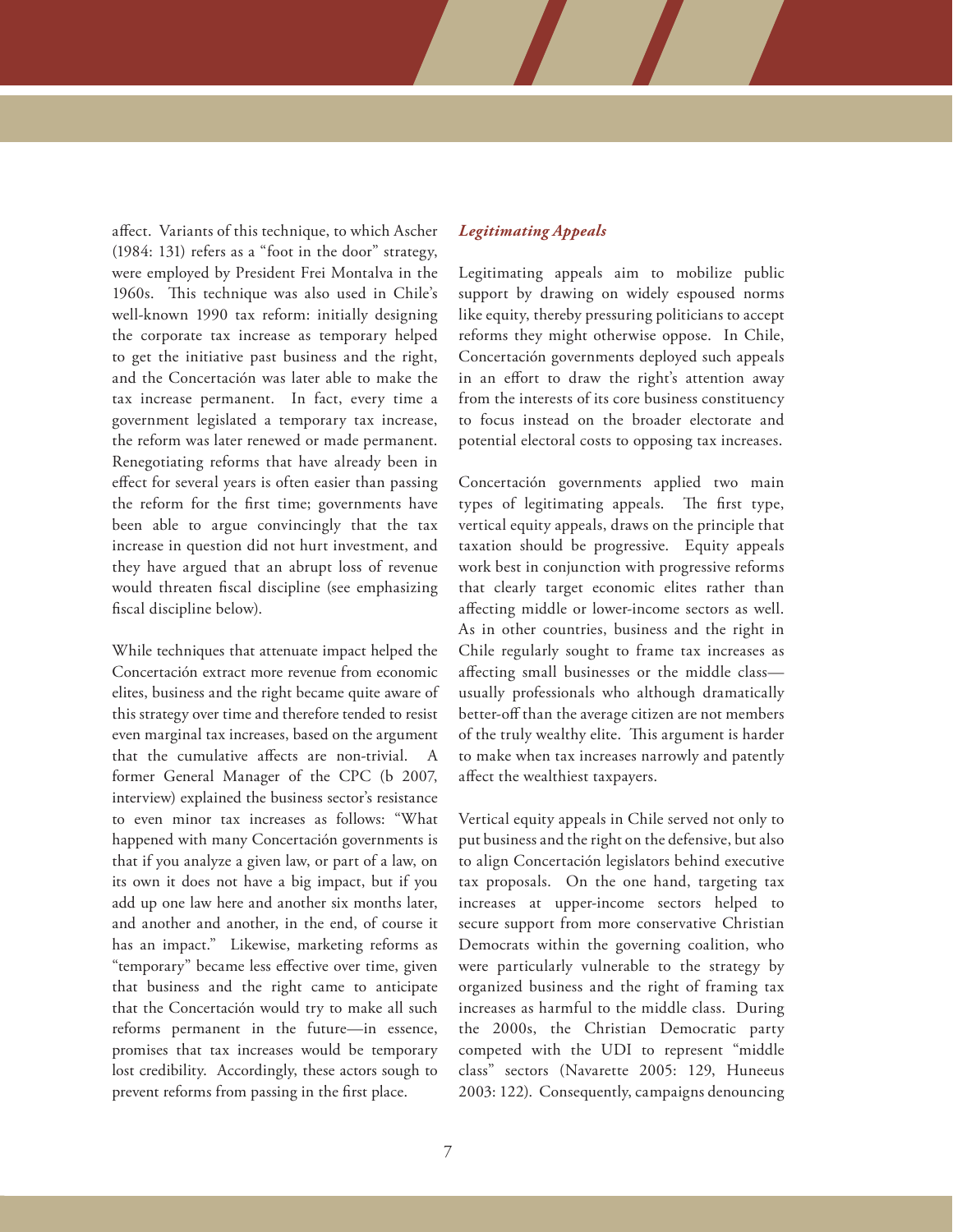affect. Variants of this technique, to which Ascher (1984: 131) refers as a "foot in the door" strategy, were employed by President Frei Montalva in the 1960s. This technique was also used in Chile's well-known 1990 tax reform: initially designing the corporate tax increase as temporary helped to get the initiative past business and the right, and the Concertación was later able to make the tax increase permanent. In fact, every time a government legislated a temporary tax increase, the reform was later renewed or made permanent. Renegotiating reforms that have already been in effect for several years is often easier than passing the reform for the first time; governments have been able to argue convincingly that the tax increase in question did not hurt investment, and they have argued that an abrupt loss of revenue would threaten fiscal discipline (see emphasizing fiscal discipline below).

While techniques that attenuate impact helped the Concertación extract more revenue from economic elites, business and the right became quite aware of this strategy over time and therefore tended to resist even marginal tax increases, based on the argument that the cumulative affects are non-trivial. A former General Manager of the CPC (b 2007, interview) explained the business sector's resistance to even minor tax increases as follows: "What happened with many Concertación governments is that if you analyze a given law, or part of a law, on its own it does not have a big impact, but if you add up one law here and another six months later, and another and another, in the end, of course it has an impact." Likewise, marketing reforms as "temporary" became less effective over time, given that business and the right came to anticipate that the Concertación would try to make all such reforms permanent in the future—in essence, promises that tax increases would be temporary lost credibility. Accordingly, these actors sough to prevent reforms from passing in the first place.

### *Legitimating Appeals*

Legitimating appeals aim to mobilize public support by drawing on widely espoused norms like equity, thereby pressuring politicians to accept reforms they might otherwise oppose. In Chile, Concertación governments deployed such appeals in an effort to draw the right's attention away from the interests of its core business constituency to focus instead on the broader electorate and potential electoral costs to opposing tax increases.

Concertación governments applied two main types of legitimating appeals. The first type, vertical equity appeals, draws on the principle that taxation should be progressive. Equity appeals work best in conjunction with progressive reforms that clearly target economic elites rather than affecting middle or lower-income sectors as well. As in other countries, business and the right in Chile regularly sought to frame tax increases as affecting small businesses or the middle class—usually professionals who although dramatically better-off than the average citizen are not members of the truly wealthy elite. This argument is harder to make when tax increases narrowly and patently affect the wealthiest taxpayers.

Vertical equity appeals in Chile served not only to put business and the right on the defensive, but also to align Concertación legislators behind executive tax proposals. On the one hand, targeting tax increases at upper-income sectors helped to secure support from more conservative Christian Democrats within the governing coalition, who were particularly vulnerable to the strategy by organized business and the right of framing tax increases as harmful to the middle class. During the 2000s, the Christian Democratic party competed with the UDI to represent "middle class" sectors (Navarette 2005: 129, Huneeus 2003: 122). Consequently, campaigns denouncing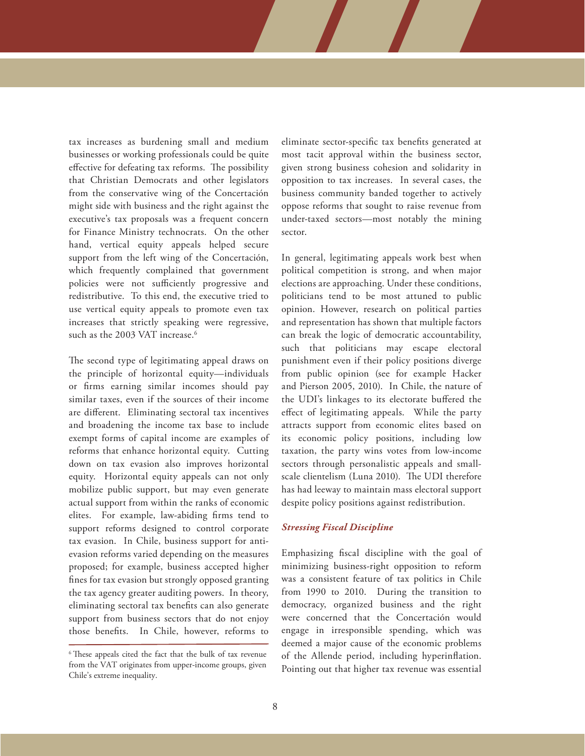tax increases as burdening small and medium businesses or working professionals could be quite effective for defeating tax reforms. The possibility that Christian Democrats and other legislators from the conservative wing of the Concertación might side with business and the right against the executive's tax proposals was a frequent concern for Finance Ministry technocrats. On the other hand, vertical equity appeals helped secure support from the left wing of the Concertación, which frequently complained that government policies were not sufficiently progressive and redistributive. To this end, the executive tried to use vertical equity appeals to promote even tax increases that strictly speaking were regressive, such as the 2003 VAT increase.[6]

The second type of legitimating appeal draws on the principle of horizontal equity—individuals or firms earning similar incomes should pay similar taxes, even if the sources of their income are different. Eliminating sectoral tax incentives and broadening the income tax base to include exempt forms of capital income are examples of reforms that enhance horizontal equity. Cutting down on tax evasion also improves horizontal equity. Horizontal equity appeals can not only mobilize public support, but may even generate actual support from within the ranks of economic elites. For example, law-abiding firms tend to support reforms designed to control corporate tax evasion. In Chile, business support for anti-evasion reforms varied depending on the measures proposed; for example, business accepted higher fines for tax evasion but strongly opposed granting the tax agency greater auditing powers. In theory, eliminating sectoral tax benefits can also generate support from business sectors that do not enjoy those benefits. In Chile, however, reforms to eliminate sector-specific tax benefits generated at most tacit approval within the business sector, given strong business cohesion and solidarity in opposition to tax increases. In several cases, the business community banded together to actively oppose reforms that sought to raise revenue from under-taxed sectors—most notably the mining sector.

In general, legitimating appeals work best when political competition is strong, and when major elections are approaching. Under these conditions, politicians tend to be most attuned to public opinion. However, research on political parties and representation has shown that multiple factors can break the logic of democratic accountability, such that politicians may escape electoral punishment even if their policy positions diverge from public opinion (see for example Hacker and Pierson 2005, 2010). In Chile, the nature of the UDI's linkages to its electorate buffered the effect of legitimating appeals. While the party attracts support from economic elites based on its economic policy positions, including low taxation, the party wins votes from low-income sectors through personalistic appeals and small-scale clientelism (Luna 2010). The UDI therefore has had leeway to maintain mass electoral support despite policy positions against redistribution.

### *Stressing Fiscal Discipline*

Emphasizing fiscal discipline with the goal of minimizing business-right opposition to reform was a consistent feature of tax politics in Chile from 1990 to 2010. During the transition to democracy, organized business and the right were concerned that the Concertación would engage in irresponsible spending, which was deemed a major cause of the economic problems of the Allende period, including hyperinflation. Pointing out that higher tax revenue was essential

[6] These appeals cited the fact that the bulk of tax revenue from the VAT originates from upper-income groups, given Chile's extreme inequality.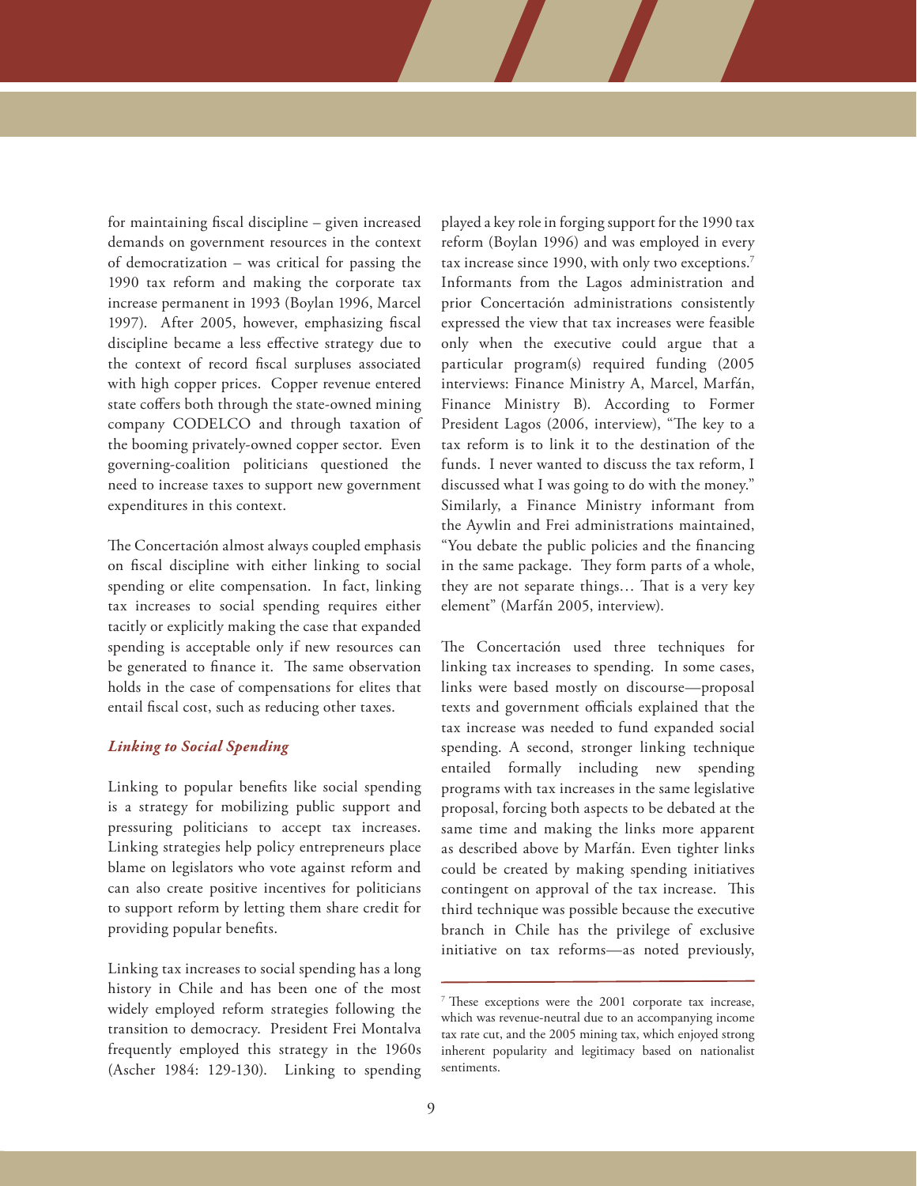for maintaining fiscal discipline – given increased demands on government resources in the context of democratization – was critical for passing the 1990 tax reform and making the corporate tax increase permanent in 1993 (Boylan 1996, Marcel 1997). After 2005, however, emphasizing fiscal discipline became a less effective strategy due to the context of record fiscal surpluses associated with high copper prices. Copper revenue entered state coffers both through the state-owned mining company CODELCO and through taxation of the booming privately-owned copper sector. Even governing-coalition politicians questioned the need to increase taxes to support new government expenditures in this context.

The Concertación almost always coupled emphasis on fiscal discipline with either linking to social spending or elite compensation. In fact, linking tax increases to social spending requires either tacitly or explicitly making the case that expanded spending is acceptable only if new resources can be generated to finance it. The same observation holds in the case of compensations for elites that entail fiscal cost, such as reducing other taxes.

### *Linking to Social Spending*

Linking to popular benefits like social spending is a strategy for mobilizing public support and pressuring politicians to accept tax increases. Linking strategies help policy entrepreneurs place blame on legislators who vote against reform and can also create positive incentives for politicians to support reform by letting them share credit for providing popular benefits.

Linking tax increases to social spending has a long history in Chile and has been one of the most widely employed reform strategies following the transition to democracy. President Frei Montalva frequently employed this strategy in the 1960s (Ascher 1984: 129-130). Linking to spending played a key role in forging support for the 1990 tax reform (Boylan 1996) and was employed in every tax increase since 1990, with only two exceptions.[7] Informants from the Lagos administration and prior Concertación administrations consistently expressed the view that tax increases were feasible only when the executive could argue that a particular program(s) required funding (2005 interviews: Finance Ministry A, Marcel, Marfán, Finance Ministry B). According to Former President Lagos (2006, interview), "The key to a tax reform is to link it to the destination of the funds. I never wanted to discuss the tax reform, I discussed what I was going to do with the money." Similarly, a Finance Ministry informant from the Aywlin and Frei administrations maintained, "You debate the public policies and the financing in the same package. They form parts of a whole, they are not separate things… That is a very key element" (Marfán 2005, interview).

The Concertación used three techniques for linking tax increases to spending. In some cases, links were based mostly on discourse—proposal texts and government officials explained that the tax increase was needed to fund expanded social spending. A second, stronger linking technique entailed formally including new spending programs with tax increases in the same legislative proposal, forcing both aspects to be debated at the same time and making the links more apparent as described above by Marfán. Even tighter links could be created by making spending initiatives contingent on approval of the tax increase. This third technique was possible because the executive branch in Chile has the privilege of exclusive initiative on tax reforms—as noted previously,

[7] These exceptions were the 2001 corporate tax increase, which was revenue-neutral due to an accompanying income tax rate cut, and the 2005 mining tax, which enjoyed strong inherent popularity and legitimacy based on nationalist sentiments.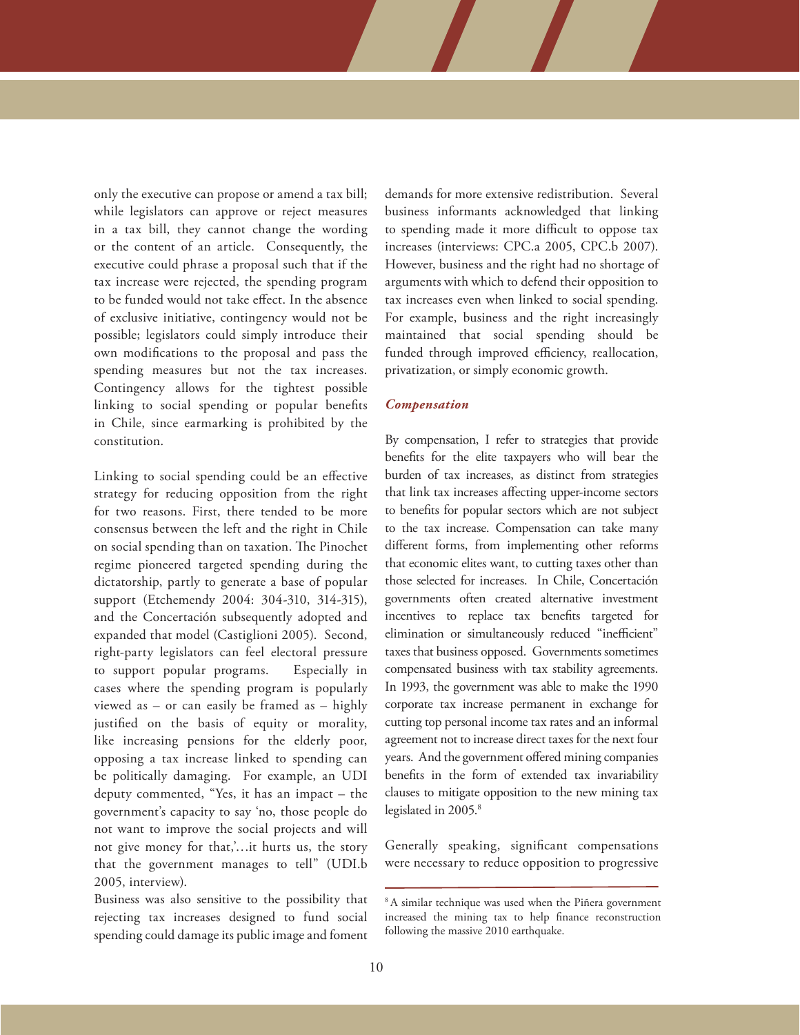only the executive can propose or amend a tax bill; while legislators can approve or reject measures in a tax bill, they cannot change the wording or the content of an article. Consequently, the executive could phrase a proposal such that if the tax increase were rejected, the spending program to be funded would not take effect. In the absence of exclusive initiative, contingency would not be possible; legislators could simply introduce their own modifications to the proposal and pass the spending measures but not the tax increases. Contingency allows for the tightest possible linking to social spending or popular benefits in Chile, since earmarking is prohibited by the constitution.

Linking to social spending could be an effective strategy for reducing opposition from the right for two reasons. First, there tended to be more consensus between the left and the right in Chile on social spending than on taxation. The Pinochet regime pioneered targeted spending during the dictatorship, partly to generate a base of popular support (Etchemendy 2004: 304-310, 314-315), and the Concertación subsequently adopted and expanded that model (Castiglioni 2005). Second, right-party legislators can feel electoral pressure to support popular programs. Especially in cases where the spending program is popularly viewed as – or can easily be framed as – highly justified on the basis of equity or morality, like increasing pensions for the elderly poor, opposing a tax increase linked to spending can be politically damaging. For example, an UDI deputy commented, "Yes, it has an impact – the government's capacity to say 'no, those people do not want to improve the social projects and will not give money for that,'…it hurts us, the story that the government manages to tell" (UDI.b 2005, interview).

Business was also sensitive to the possibility that rejecting tax increases designed to fund social spending could damage its public image and foment demands for more extensive redistribution. Several business informants acknowledged that linking to spending made it more difficult to oppose tax increases (interviews: CPC.a 2005, CPC.b 2007). However, business and the right had no shortage of arguments with which to defend their opposition to tax increases even when linked to social spending. For example, business and the right increasingly maintained that social spending should be funded through improved efficiency, reallocation, privatization, or simply economic growth.

### *Compensation*

By compensation, I refer to strategies that provide benefits for the elite taxpayers who will bear the burden of tax increases, as distinct from strategies that link tax increases affecting upper-income sectors to benefits for popular sectors which are not subject to the tax increase. Compensation can take many different forms, from implementing other reforms that economic elites want, to cutting taxes other than those selected for increases. In Chile, Concertación governments often created alternative investment incentives to replace tax benefits targeted for elimination or simultaneously reduced "inefficient" taxes that business opposed. Governments sometimes compensated business with tax stability agreements. In 1993, the government was able to make the 1990 corporate tax increase permanent in exchange for cutting top personal income tax rates and an informal agreement not to increase direct taxes for the next four years. And the government offered mining companies benefits in the form of extended tax invariability clauses to mitigate opposition to the new mining tax legislated in 2005.[8]

Generally speaking, significant compensations were necessary to reduce opposition to progressive

[8] A similar technique was used when the Piñera government increased the mining tax to help finance reconstruction following the massive 2010 earthquake.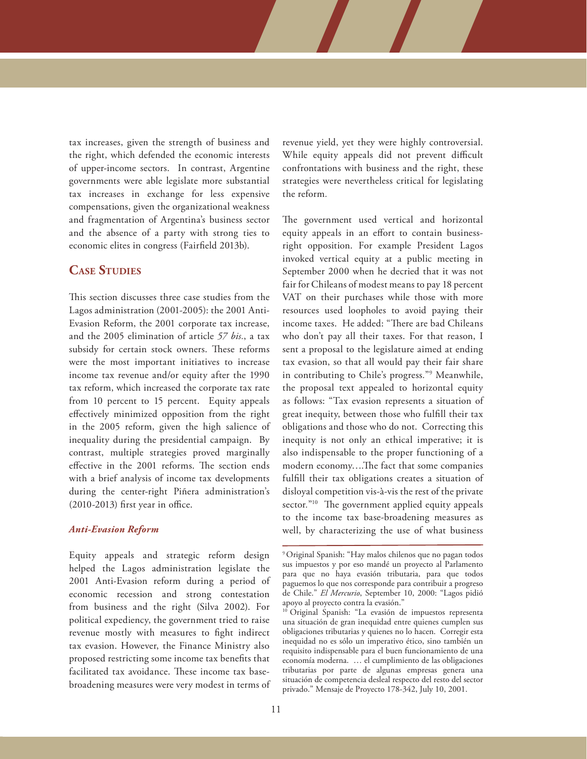tax increases, given the strength of business and the right, which defended the economic interests of upper-income sectors. In contrast, Argentine governments were able legislate more substantial tax increases in exchange for less expensive compensations, given the organizational weakness and fragmentation of Argentina's business sector and the absence of a party with strong ties to economic elites in congress (Fairfield 2013b).

## Case Studies

This section discusses three case studies from the Lagos administration (2001-2005): the 2001 Anti-Evasion Reform, the 2001 corporate tax increase, and the 2005 elimination of article *57 bis.*, a tax subsidy for certain stock owners. These reforms were the most important initiatives to increase income tax revenue and/or equity after the 1990 tax reform, which increased the corporate tax rate from 10 percent to 15 percent. Equity appeals effectively minimized opposition from the right in the 2005 reform, given the high salience of inequality during the presidential campaign. By contrast, multiple strategies proved marginally effective in the 2001 reforms. The section ends with a brief analysis of income tax developments during the center-right Piñera administration's (2010-2013) first year in office.

### *Anti-Evasion Reform*

Equity appeals and strategic reform design helped the Lagos administration legislate the 2001 Anti-Evasion reform during a period of economic recession and strong contestation from business and the right (Silva 2002). For political expediency, the government tried to raise revenue mostly with measures to fight indirect tax evasion. However, the Finance Ministry also proposed restricting some income tax benefits that facilitated tax avoidance. These income tax base-broadening measures were very modest in terms of revenue yield, yet they were highly controversial. While equity appeals did not prevent difficult confrontations with business and the right, these strategies were nevertheless critical for legislating the reform.

The government used vertical and horizontal equity appeals in an effort to contain business-right opposition. For example President Lagos invoked vertical equity at a public meeting in September 2000 when he decried that it was not fair for Chileans of modest means to pay 18 percent VAT on their purchases while those with more resources used loopholes to avoid paying their income taxes. He added: "There are bad Chileans who don't pay all their taxes. For that reason, I sent a proposal to the legislature aimed at ending tax evasion, so that all would pay their fair share in contributing to Chile's progress."[9] Meanwhile, the proposal text appealed to horizontal equity as follows: "Tax evasion represents a situation of great inequity, between those who fulfill their tax obligations and those who do not. Correcting this inequity is not only an ethical imperative; it is also indispensable to the proper functioning of a modern economy….The fact that some companies fulfill their tax obligations creates a situation of disloyal competition vis-à-vis the rest of the private sector."[10] The government applied equity appeals to the income tax base-broadening measures as well, by characterizing the use of what business

---

[9] Original Spanish: "Hay malos chilenos que no pagan todos sus impuestos y por eso mandé un proyecto al Parlamento para que no haya evasión tributaria, para que todos paguemos lo que nos corresponde para contribuir a progreso de Chile." *El Mercurio*, September 10, 2000: "Lagos pidió apoyo al proyecto contra la evasión."

[10] Original Spanish: "La evasión de impuestos representa una situación de gran inequidad entre quienes cumplen sus obligaciones tributarias y quienes no lo hacen. Corregir esta inequidad no es sólo un imperativo ético, sino también un requisito indispensable para el buen funcionamiento de una economía moderna. … el cumplimiento de las obligaciones tributarias por parte de algunas empresas genera una situación de competencia desleal respecto del resto del sector privado." Mensaje de Proyecto 178-342, July 10, 2001.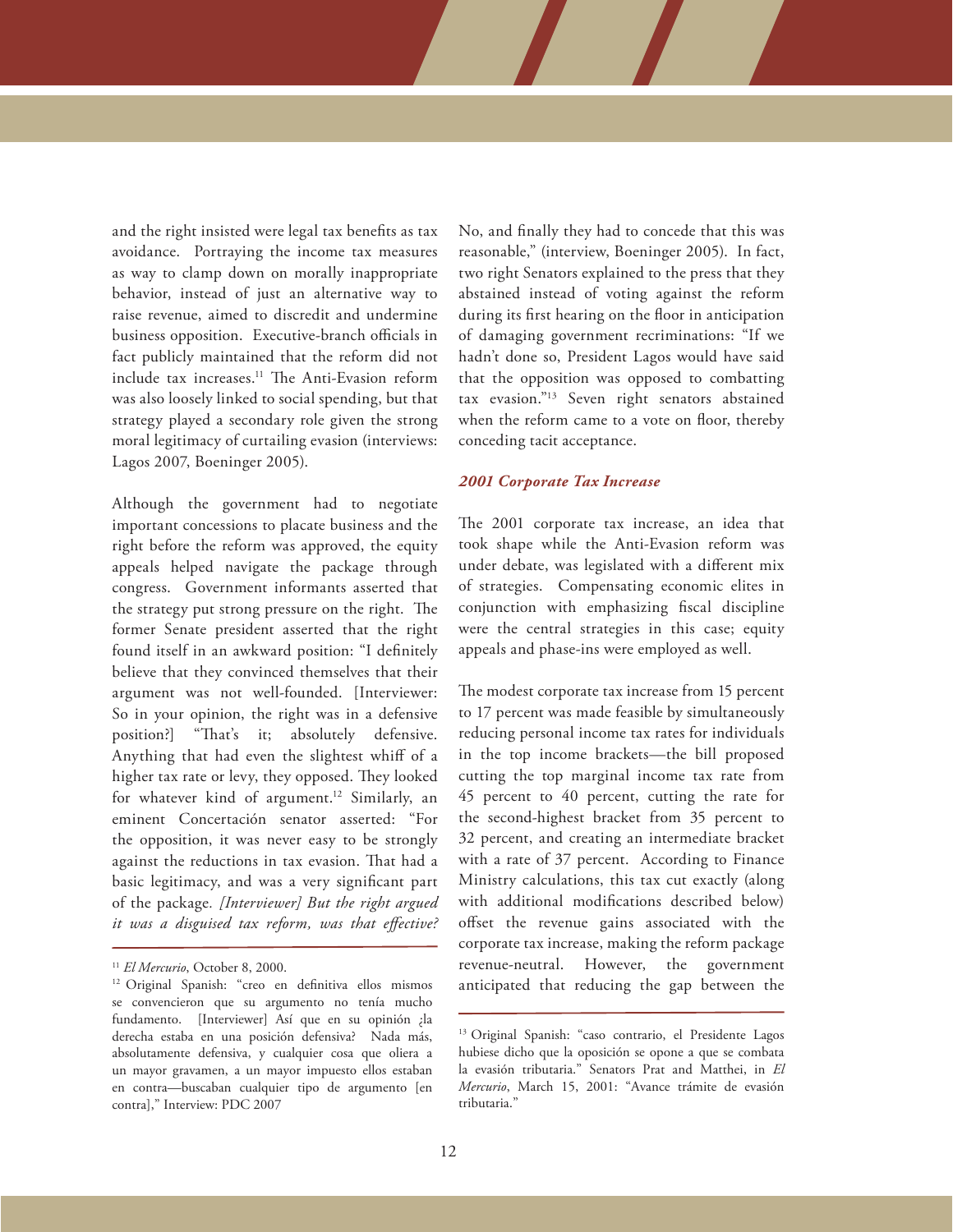and the right insisted were legal tax benefits as tax avoidance. Portraying the income tax measures as way to clamp down on morally inappropriate behavior, instead of just an alternative way to raise revenue, aimed to discredit and undermine business opposition. Executive-branch officials in fact publicly maintained that the reform did not include tax increases.[11] The Anti-Evasion reform was also loosely linked to social spending, but that strategy played a secondary role given the strong moral legitimacy of curtailing evasion (interviews: Lagos 2007, Boeninger 2005).

Although the government had to negotiate important concessions to placate business and the right before the reform was approved, the equity appeals helped navigate the package through congress. Government informants asserted that the strategy put strong pressure on the right. The former Senate president asserted that the right found itself in an awkward position: "I definitely believe that they convinced themselves that their argument was not well-founded. [Interviewer: So in your opinion, the right was in a defensive position?] "That's it; absolutely defensive. Anything that had even the slightest whiff of a higher tax rate or levy, they opposed. They looked for whatever kind of argument.[12] Similarly, an eminent Concertación senator asserted: "For the opposition, it was never easy to be strongly against the reductions in tax evasion. That had a basic legitimacy, and was a very significant part of the package. *[Interviewer] But the right argued it was a disguised tax reform, was that effective?* No, and finally they had to concede that this was reasonable," (interview, Boeninger 2005). In fact, two right Senators explained to the press that they abstained instead of voting against the reform during its first hearing on the floor in anticipation of damaging government recriminations: "If we hadn't done so, President Lagos would have said that the opposition was opposed to combatting tax evasion."[13] Seven right senators abstained when the reform came to a vote on floor, thereby conceding tacit acceptance.

### *2001 Corporate Tax Increase*

The 2001 corporate tax increase, an idea that took shape while the Anti-Evasion reform was under debate, was legislated with a different mix of strategies. Compensating economic elites in conjunction with emphasizing fiscal discipline were the central strategies in this case; equity appeals and phase-ins were employed as well.

The modest corporate tax increase from 15 percent to 17 percent was made feasible by simultaneously reducing personal income tax rates for individuals in the top income brackets—the bill proposed cutting the top marginal income tax rate from 45 percent to 40 percent, cutting the rate for the second-highest bracket from 35 percent to 32 percent, and creating an intermediate bracket with a rate of 37 percent. According to Finance Ministry calculations, this tax cut exactly (along with additional modifications described below) offset the revenue gains associated with the corporate tax increase, making the reform package revenue-neutral. However, the government anticipated that reducing the gap between the

---

[11] *El Mercurio*, October 8, 2000.

[12] Original Spanish: "creo en definitiva ellos mismos se convencieron que su argumento no tenía mucho fundamento. [Interviewer] Así que en su opinión ¿la derecha estaba en una posición defensiva? Nada más, absolutamente defensiva, y cualquier cosa que oliera a un mayor gravamen, a un mayor impuesto ellos estaban en contra—buscaban cualquier tipo de argumento [en contra]," Interview: PDC 2007

[13] Original Spanish: "caso contrario, el Presidente Lagos hubiese dicho que la oposición se opone a que se combata la evasión tributaria." Senators Prat and Matthei, in *El Mercurio*, March 15, 2001: "Avance trámite de evasión tributaria."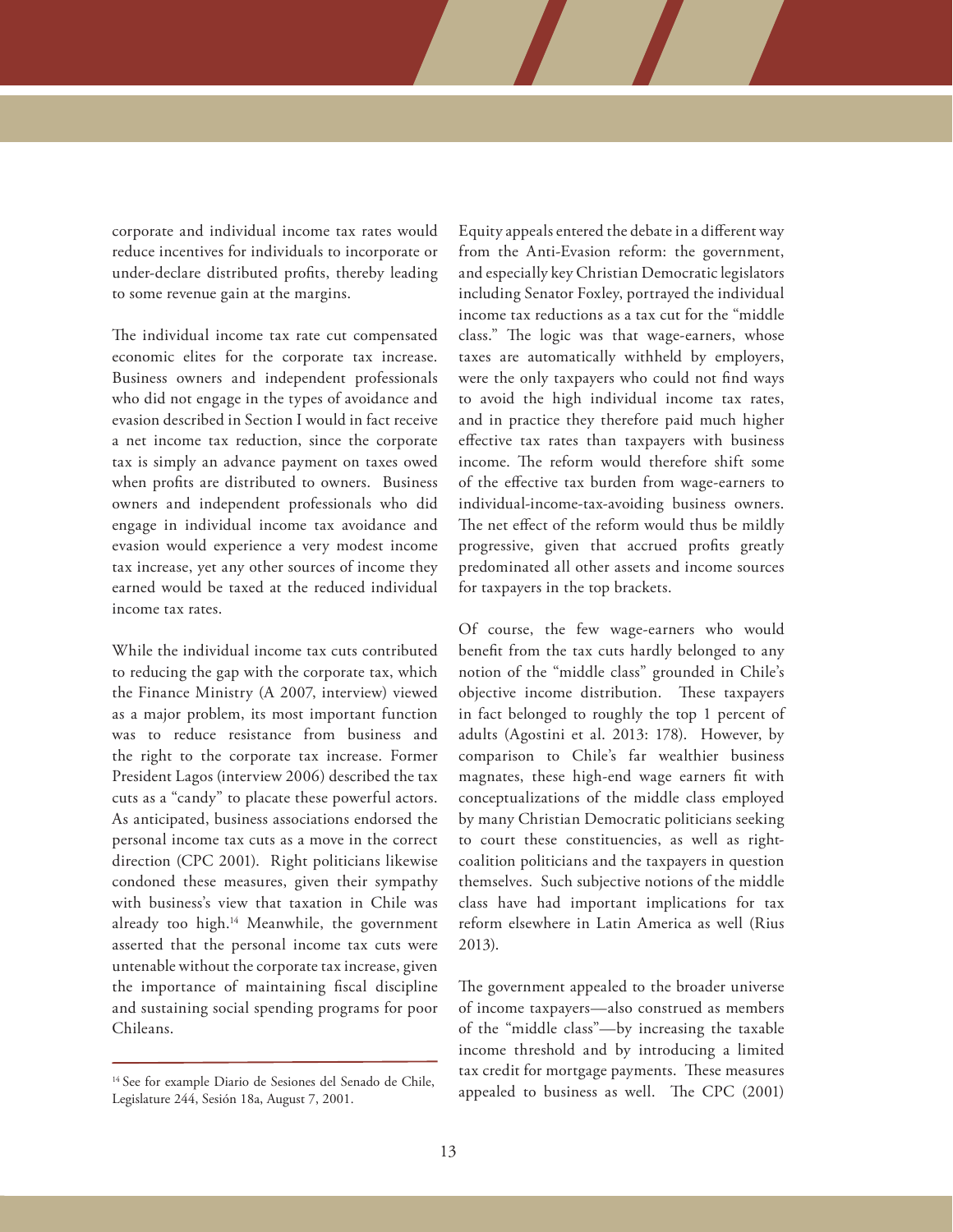corporate and individual income tax rates would reduce incentives for individuals to incorporate or under-declare distributed profits, thereby leading to some revenue gain at the margins.

The individual income tax rate cut compensated economic elites for the corporate tax increase. Business owners and independent professionals who did not engage in the types of avoidance and evasion described in Section I would in fact receive a net income tax reduction, since the corporate tax is simply an advance payment on taxes owed when profits are distributed to owners. Business owners and independent professionals who did engage in individual income tax avoidance and evasion would experience a very modest income tax increase, yet any other sources of income they earned would be taxed at the reduced individual income tax rates.

While the individual income tax cuts contributed to reducing the gap with the corporate tax, which the Finance Ministry (A 2007, interview) viewed as a major problem, its most important function was to reduce resistance from business and the right to the corporate tax increase. Former President Lagos (interview 2006) described the tax cuts as a "candy" to placate these powerful actors. As anticipated, business associations endorsed the personal income tax cuts as a move in the correct direction (CPC 2001). Right politicians likewise condoned these measures, given their sympathy with business's view that taxation in Chile was already too high.[14] Meanwhile, the government asserted that the personal income tax cuts were untenable without the corporate tax increase, given the importance of maintaining fiscal discipline and sustaining social spending programs for poor Chileans.

Equity appeals entered the debate in a different way from the Anti-Evasion reform: the government, and especially key Christian Democratic legislators including Senator Foxley, portrayed the individual income tax reductions as a tax cut for the "middle class." The logic was that wage-earners, whose taxes are automatically withheld by employers, were the only taxpayers who could not find ways to avoid the high individual income tax rates, and in practice they therefore paid much higher effective tax rates than taxpayers with business income. The reform would therefore shift some of the effective tax burden from wage-earners to individual-income-tax-avoiding business owners. The net effect of the reform would thus be mildly progressive, given that accrued profits greatly predominated all other assets and income sources for taxpayers in the top brackets.

Of course, the few wage-earners who would benefit from the tax cuts hardly belonged to any notion of the "middle class" grounded in Chile's objective income distribution. These taxpayers in fact belonged to roughly the top 1 percent of adults (Agostini et al. 2013: 178). However, by comparison to Chile's far wealthier business magnates, these high-end wage earners fit with conceptualizations of the middle class employed by many Christian Democratic politicians seeking to court these constituencies, as well as right-coalition politicians and the taxpayers in question themselves. Such subjective notions of the middle class have had important implications for tax reform elsewhere in Latin America as well (Rius 2013).

The government appealed to the broader universe of income taxpayers—also construed as members of the "middle class"—by increasing the taxable income threshold and by introducing a limited tax credit for mortgage payments. These measures appealed to business as well. The CPC (2001)

[14] See for example Diario de Sesiones del Senado de Chile, Legislature 244, Sesión 18a, August 7, 2001.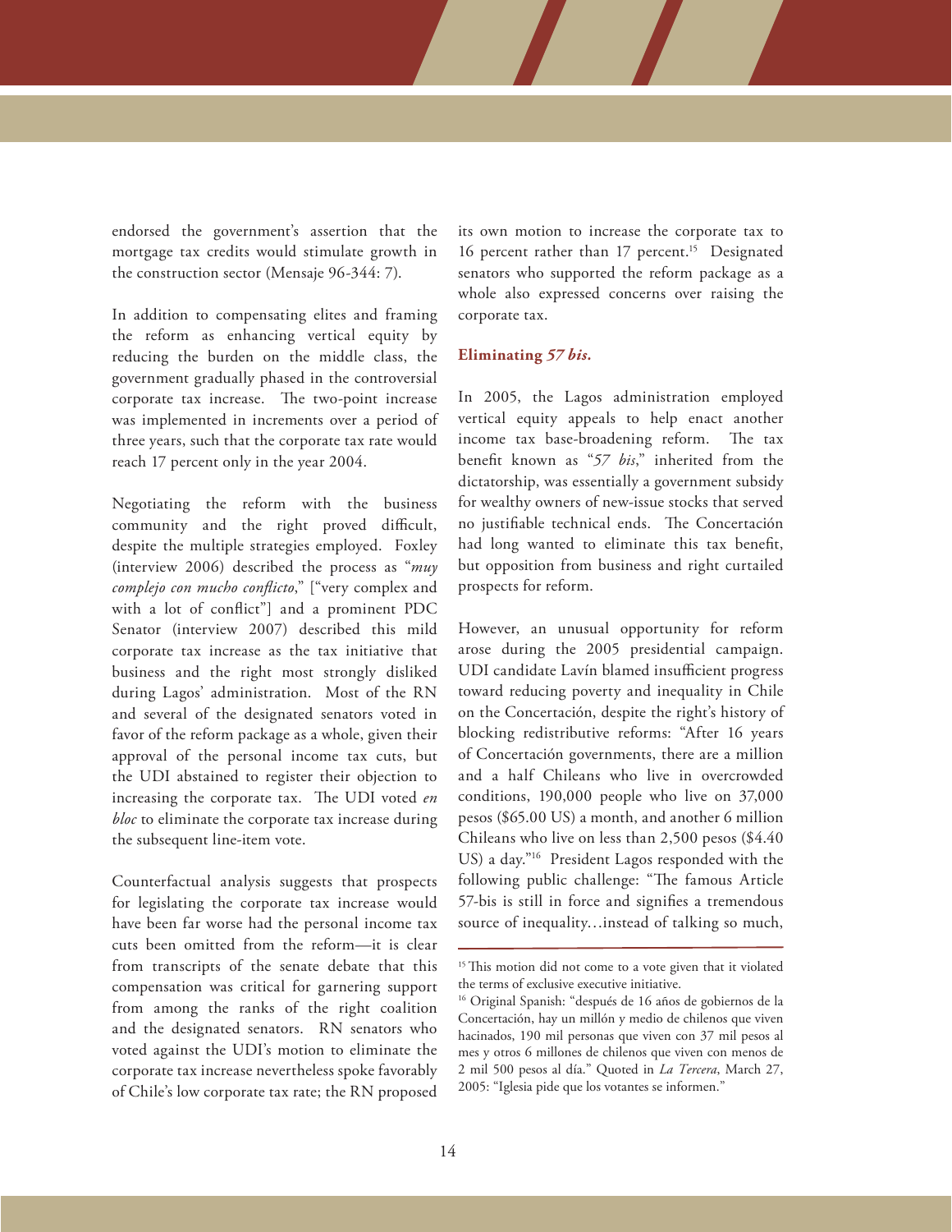endorsed the government's assertion that the mortgage tax credits would stimulate growth in the construction sector (Mensaje 96-344: 7).

In addition to compensating elites and framing the reform as enhancing vertical equity by reducing the burden on the middle class, the government gradually phased in the controversial corporate tax increase. The two-point increase was implemented in increments over a period of three years, such that the corporate tax rate would reach 17 percent only in the year 2004.

Negotiating the reform with the business community and the right proved difficult, despite the multiple strategies employed. Foxley (interview 2006) described the process as "*muy complejo con mucho conflicto*," ["very complex and with a lot of conflict"] and a prominent PDC Senator (interview 2007) described this mild corporate tax increase as the tax initiative that business and the right most strongly disliked during Lagos' administration. Most of the RN and several of the designated senators voted in favor of the reform package as a whole, given their approval of the personal income tax cuts, but the UDI abstained to register their objection to increasing the corporate tax. The UDI voted *en bloc* to eliminate the corporate tax increase during the subsequent line-item vote.

Counterfactual analysis suggests that prospects for legislating the corporate tax increase would have been far worse had the personal income tax cuts been omitted from the reform—it is clear from transcripts of the senate debate that this compensation was critical for garnering support from among the ranks of the right coalition and the designated senators. RN senators who voted against the UDI's motion to eliminate the corporate tax increase nevertheless spoke favorably of Chile's low corporate tax rate; the RN proposed its own motion to increase the corporate tax to 16 percent rather than 17 percent.[15] Designated senators who supported the reform package as a whole also expressed concerns over raising the corporate tax.

### Eliminating *57 bis.*

In 2005, the Lagos administration employed vertical equity appeals to help enact another income tax base-broadening reform. The tax benefit known as "*57 bis*," inherited from the dictatorship, was essentially a government subsidy for wealthy owners of new-issue stocks that served no justifiable technical ends. The Concertación had long wanted to eliminate this tax benefit, but opposition from business and right curtailed prospects for reform.

However, an unusual opportunity for reform arose during the 2005 presidential campaign. UDI candidate Lavín blamed insufficient progress toward reducing poverty and inequality in Chile on the Concertación, despite the right's history of blocking redistributive reforms: "After 16 years of Concertación governments, there are a million and a half Chileans who live in overcrowded conditions, 190,000 people who live on 37,000 pesos ($65.00 US) a month, and another 6 million Chileans who live on less than 2,500 pesos ($4.40 US) a day."[16] President Lagos responded with the following public challenge: "The famous Article 57-bis is still in force and signifies a tremendous source of inequality…instead of talking so much,

---

[15] This motion did not come to a vote given that it violated the terms of exclusive executive initiative.

[16] Original Spanish: "después de 16 años de gobiernos de la Concertación, hay un millón y medio de chilenos que viven hacinados, 190 mil personas que viven con 37 mil pesos al mes y otros 6 millones de chilenos que viven con menos de 2 mil 500 pesos al día." Quoted in *La Tercera*, March 27, 2005: "Iglesia pide que los votantes se informen."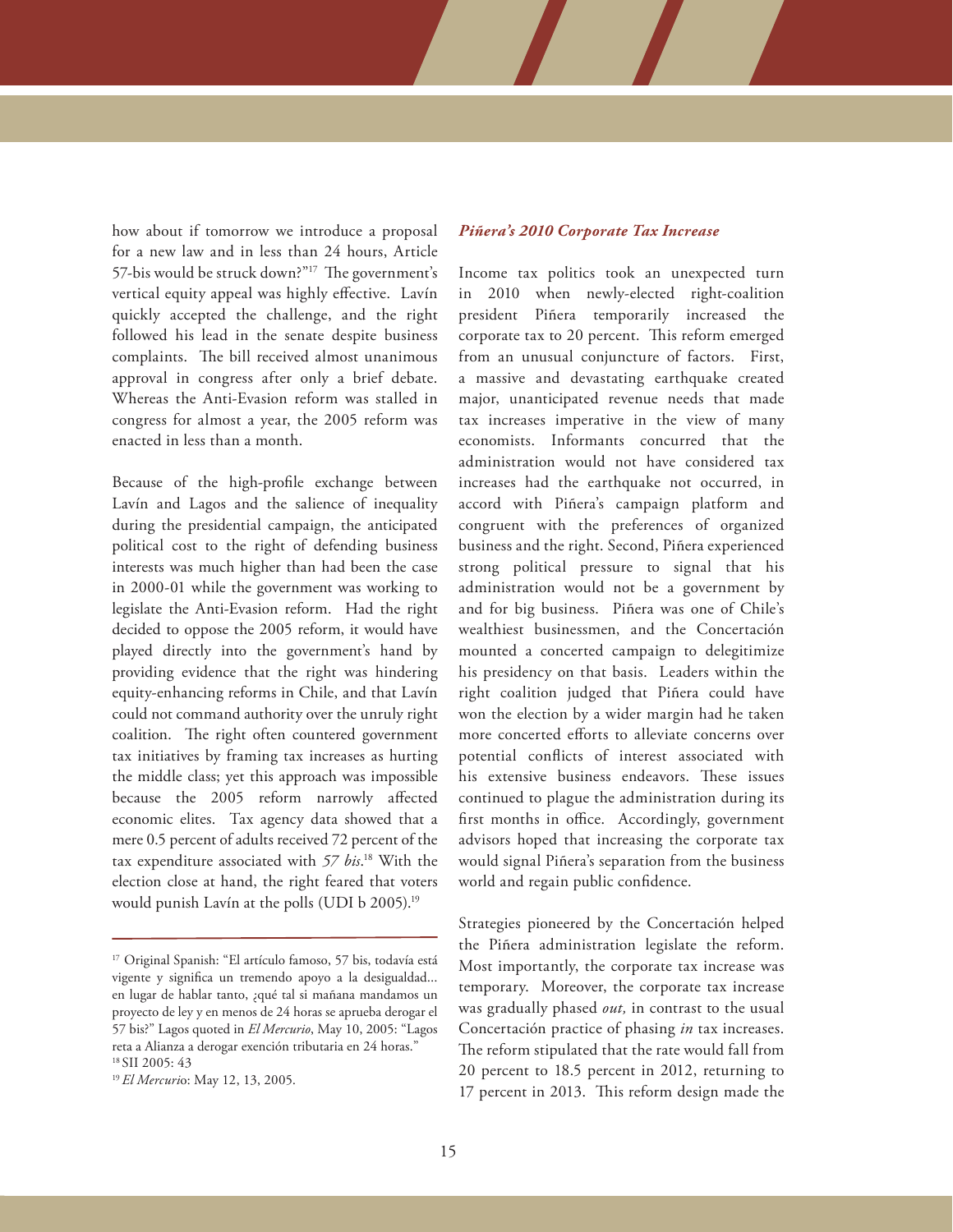how about if tomorrow we introduce a proposal for a new law and in less than 24 hours, Article 57-bis would be struck down?"[17] The government's vertical equity appeal was highly effective. Lavín quickly accepted the challenge, and the right followed his lead in the senate despite business complaints. The bill received almost unanimous approval in congress after only a brief debate. Whereas the Anti-Evasion reform was stalled in congress for almost a year, the 2005 reform was enacted in less than a month.

Because of the high-profile exchange between Lavín and Lagos and the salience of inequality during the presidential campaign, the anticipated political cost to the right of defending business interests was much higher than had been the case in 2000-01 while the government was working to legislate the Anti-Evasion reform. Had the right decided to oppose the 2005 reform, it would have played directly into the government's hand by providing evidence that the right was hindering equity-enhancing reforms in Chile, and that Lavín could not command authority over the unruly right coalition. The right often countered government tax initiatives by framing tax increases as hurting the middle class; yet this approach was impossible because the 2005 reform narrowly affected economic elites. Tax agency data showed that a mere 0.5 percent of adults received 72 percent of the tax expenditure associated with *57 bis*.[18] With the election close at hand, the right feared that voters would punish Lavín at the polls (UDI b 2005).[19]

[17] Original Spanish: "El artículo famoso, 57 bis, todavía está vigente y significa un tremendo apoyo a la desigualdad... en lugar de hablar tanto, ¿qué tal si mañana mandamos un proyecto de ley y en menos de 24 horas se aprueba derogar el 57 bis?" Lagos quoted in *El Mercurio*, May 10, 2005: "Lagos reta a Alianza a derogar exención tributaria en 24 horas."

[18] SII 2005: 43

[19] *El Mercurio*: May 12, 13, 2005.

### *Piñera's 2010 Corporate Tax Increase*

Income tax politics took an unexpected turn in 2010 when newly-elected right-coalition president Piñera temporarily increased the corporate tax to 20 percent. This reform emerged from an unusual conjuncture of factors. First, a massive and devastating earthquake created major, unanticipated revenue needs that made tax increases imperative in the view of many economists. Informants concurred that the administration would not have considered tax increases had the earthquake not occurred, in accord with Piñera's campaign platform and congruent with the preferences of organized business and the right. Second, Piñera experienced strong political pressure to signal that his administration would not be a government by and for big business. Piñera was one of Chile's wealthiest businessmen, and the Concertación mounted a concerted campaign to delegitimize his presidency on that basis. Leaders within the right coalition judged that Piñera could have won the election by a wider margin had he taken more concerted efforts to alleviate concerns over potential conflicts of interest associated with his extensive business endeavors. These issues continued to plague the administration during its first months in office. Accordingly, government advisors hoped that increasing the corporate tax would signal Piñera's separation from the business world and regain public confidence.

Strategies pioneered by the Concertación helped the Piñera administration legislate the reform. Most importantly, the corporate tax increase was temporary. Moreover, the corporate tax increase was gradually phased *out,* in contrast to the usual Concertación practice of phasing *in* tax increases. The reform stipulated that the rate would fall from 20 percent to 18.5 percent in 2012, returning to 17 percent in 2013. This reform design made the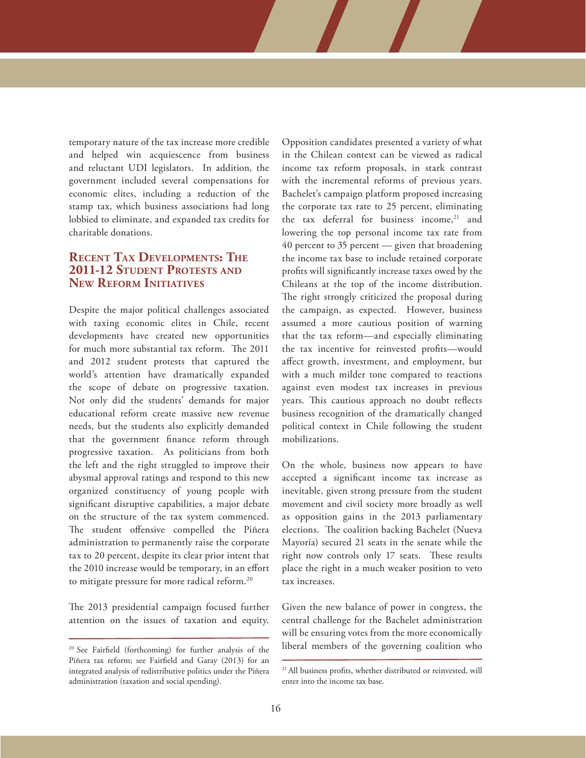temporary nature of the tax increase more credible and helped win acquiescence from business and reluctant UDI legislators. In addition, the government included several compensations for economic elites, including a reduction of the stamp tax, which business associations had long lobbied to eliminate, and expanded tax credits for charitable donations.

## Recent Tax Developments: The 2011-12 Student Protests and New Reform Initiatives

Despite the major political challenges associated with taxing economic elites in Chile, recent developments have created new opportunities for much more substantial tax reform. The 2011 and 2012 student protests that captured the world's attention have dramatically expanded the scope of debate on progressive taxation. Not only did the students' demands for major educational reform create massive new revenue needs, but the students also explicitly demanded that the government finance reform through progressive taxation. As politicians from both the left and the right struggled to improve their abysmal approval ratings and respond to this new organized constituency of young people with significant disruptive capabilities, a major debate on the structure of the tax system commenced. The student offensive compelled the Piñera administration to permanently raise the corporate tax to 20 percent, despite its clear prior intent that the 2010 increase would be temporary, in an effort to mitigate pressure for more radical reform.[20]

The 2013 presidential campaign focused further attention on the issues of taxation and equity. Opposition candidates presented a variety of what in the Chilean context can be viewed as radical income tax reform proposals, in stark contrast with the incremental reforms of previous years. Bachelet's campaign platform proposed increasing the corporate tax rate to 25 percent, eliminating the tax deferral for business income,[21] and lowering the top personal income tax rate from 40 percent to 35 percent — given that broadening the income tax base to include retained corporate profits will significantly increase taxes owed by the Chileans at the top of the income distribution. The right strongly criticized the proposal during the campaign, as expected. However, business assumed a more cautious position of warning that the tax reform—and especially eliminating the tax incentive for reinvested profits—would affect growth, investment, and employment, but with a much milder tone compared to reactions against even modest tax increases in previous years. This cautious approach no doubt reflects business recognition of the dramatically changed political context in Chile following the student mobilizations.

On the whole, business now appears to have accepted a significant income tax increase as inevitable, given strong pressure from the student movement and civil society more broadly as well as opposition gains in the 2013 parliamentary elections. The coalition backing Bachelet (Nueva Mayoría) secured 21 seats in the senate while the right now controls only 17 seats. These results place the right in a much weaker position to veto tax increases.

Given the new balance of power in congress, the central challenge for the Bachelet administration will be ensuring votes from the more economically liberal members of the governing coalition who

---

[20] See Fairfield (forthcoming) for further analysis of the Piñera tax reform; see Fairfield and Garay (2013) for an integrated analysis of redistributive politics under the Piñera administration (taxation and social spending).

[21] All business profits, whether distributed or reinvested, will enter into the income tax base.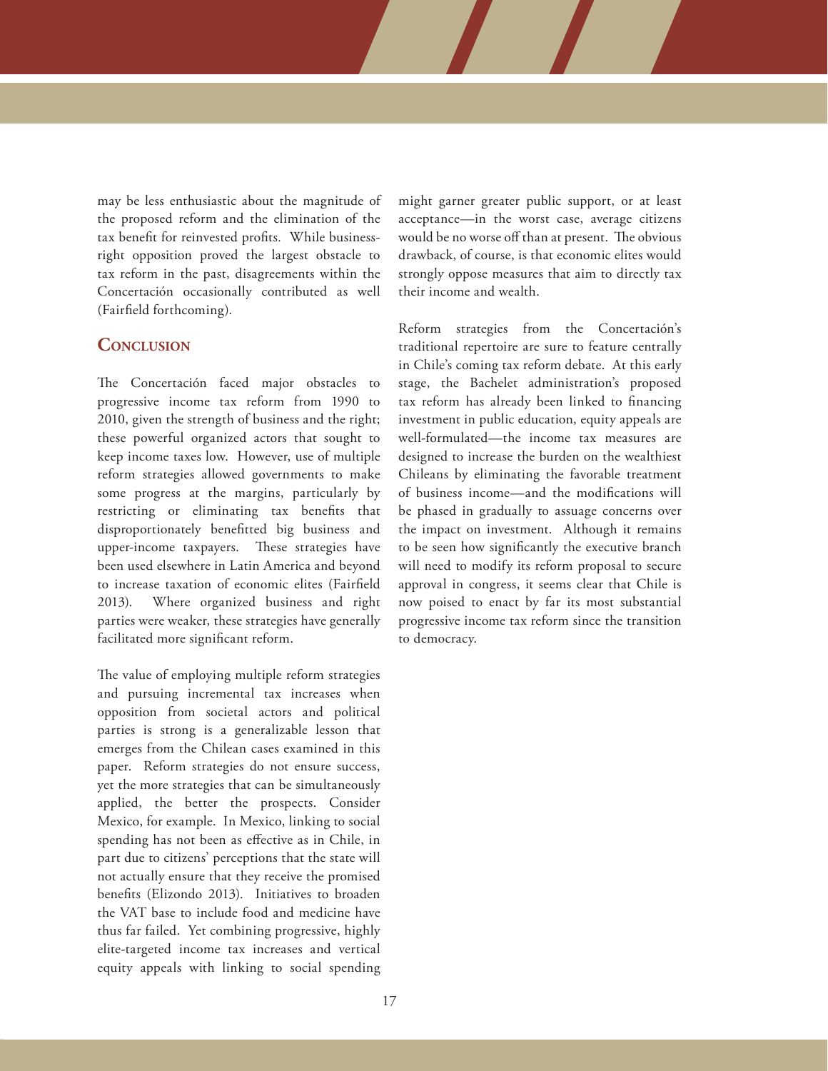may be less enthusiastic about the magnitude of the proposed reform and the elimination of the tax benefit for reinvested profits. While business-right opposition proved the largest obstacle to tax reform in the past, disagreements within the Concertación occasionally contributed as well (Fairfield forthcoming).

## Conclusion

The Concertación faced major obstacles to progressive income tax reform from 1990 to 2010, given the strength of business and the right; these powerful organized actors that sought to keep income taxes low. However, use of multiple reform strategies allowed governments to make some progress at the margins, particularly by restricting or eliminating tax benefits that disproportionately benefitted big business and upper-income taxpayers. These strategies have been used elsewhere in Latin America and beyond to increase taxation of economic elites (Fairfield 2013). Where organized business and right parties were weaker, these strategies have generally facilitated more significant reform.

The value of employing multiple reform strategies and pursuing incremental tax increases when opposition from societal actors and political parties is strong is a generalizable lesson that emerges from the Chilean cases examined in this paper. Reform strategies do not ensure success, yet the more strategies that can be simultaneously applied, the better the prospects. Consider Mexico, for example. In Mexico, linking to social spending has not been as effective as in Chile, in part due to citizens' perceptions that the state will not actually ensure that they receive the promised benefits (Elizondo 2013). Initiatives to broaden the VAT base to include food and medicine have thus far failed. Yet combining progressive, highly elite-targeted income tax increases and vertical equity appeals with linking to social spending might garner greater public support, or at least acceptance—in the worst case, average citizens would be no worse off than at present. The obvious drawback, of course, is that economic elites would strongly oppose measures that aim to directly tax their income and wealth.

Reform strategies from the Concertación's traditional repertoire are sure to feature centrally in Chile's coming tax reform debate. At this early stage, the Bachelet administration's proposed tax reform has already been linked to financing investment in public education, equity appeals are well-formulated—the income tax measures are designed to increase the burden on the wealthiest Chileans by eliminating the favorable treatment of business income—and the modifications will be phased in gradually to assuage concerns over the impact on investment. Although it remains to be seen how significantly the executive branch will need to modify its reform proposal to secure approval in congress, it seems clear that Chile is now poised to enact by far its most substantial progressive income tax reform since the transition to democracy.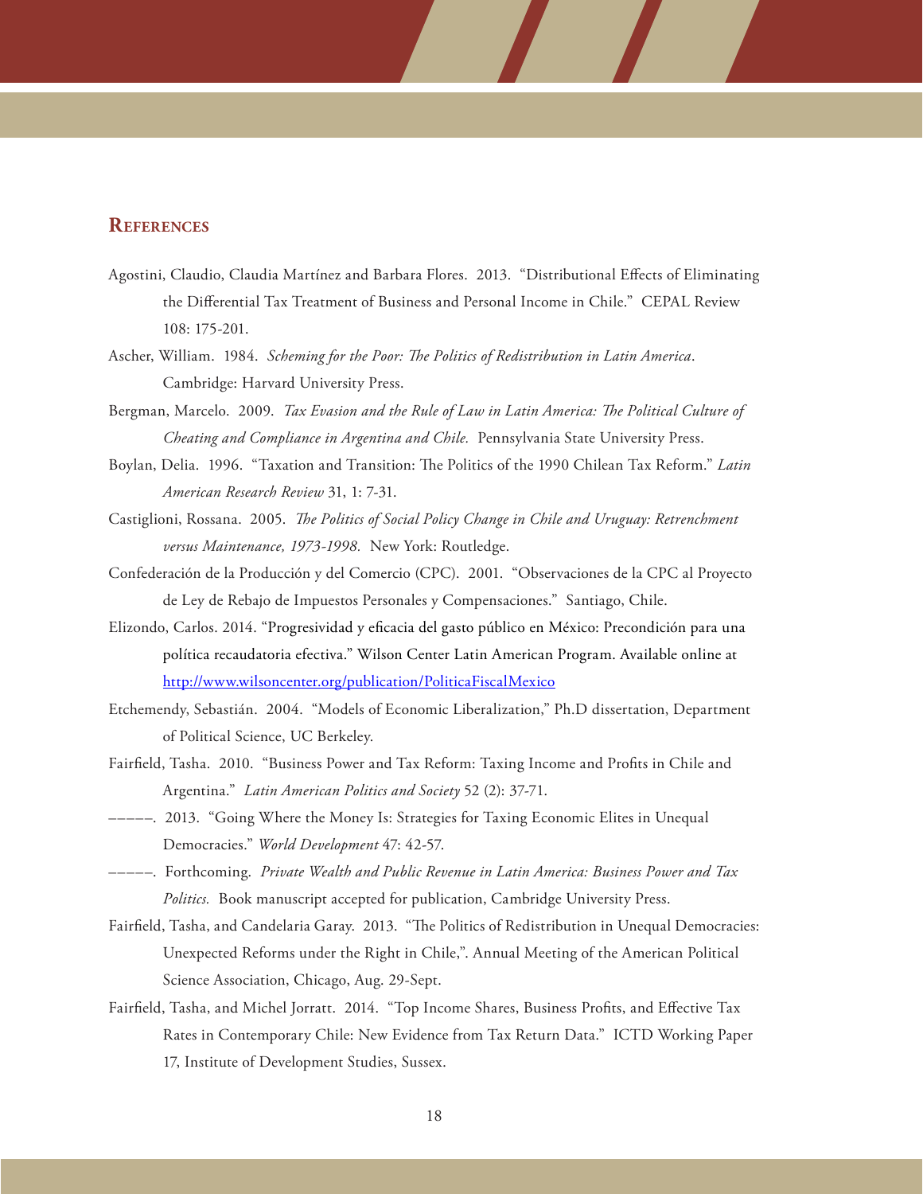## References

Agostini, Claudio, Claudia Martínez and Barbara Flores. 2013. "Distributional Effects of Eliminating the Differential Tax Treatment of Business and Personal Income in Chile." CEPAL Review 108: 175-201.

Ascher, William. 1984. *Scheming for the Poor: The Politics of Redistribution in Latin America*. Cambridge: Harvard University Press.

Bergman, Marcelo. 2009. *Tax Evasion and the Rule of Law in Latin America: The Political Culture of Cheating and Compliance in Argentina and Chile.* Pennsylvania State University Press.

Boylan, Delia. 1996. "Taxation and Transition: The Politics of the 1990 Chilean Tax Reform." *Latin American Research Review* 31, 1: 7-31.

Castiglioni, Rossana. 2005. *The Politics of Social Policy Change in Chile and Uruguay: Retrenchment versus Maintenance, 1973-1998.* New York: Routledge.

Confederación de la Producción y del Comercio (CPC). 2001. "Observaciones de la CPC al Proyecto de Ley de Rebajo de Impuestos Personales y Compensaciones." Santiago, Chile.

Elizondo, Carlos. 2014. "Progresividad y eficacia del gasto público en México: Precondición para una política recaudatoria efectiva." Wilson Center Latin American Program. Available online at http://www.wilsoncenter.org/publication/PoliticaFiscalMexico

Etchemendy, Sebastián. 2004. "Models of Economic Liberalization," Ph.D dissertation, Department of Political Science, UC Berkeley.

Fairfield, Tasha. 2010. "Business Power and Tax Reform: Taxing Income and Profits in Chile and Argentina." *Latin American Politics and Society* 52 (2): 37-71.

–––––. 2013. "Going Where the Money Is: Strategies for Taxing Economic Elites in Unequal Democracies." *World Development* 47: 42-57.

–––––. Forthcoming. *Private Wealth and Public Revenue in Latin America: Business Power and Tax Politics.* Book manuscript accepted for publication, Cambridge University Press.

Fairfield, Tasha, and Candelaria Garay. 2013. "The Politics of Redistribution in Unequal Democracies: Unexpected Reforms under the Right in Chile,". Annual Meeting of the American Political Science Association, Chicago, Aug. 29-Sept.

Fairfield, Tasha, and Michel Jorratt. 2014. "Top Income Shares, Business Profits, and Effective Tax Rates in Contemporary Chile: New Evidence from Tax Return Data." ICTD Working Paper 17, Institute of Development Studies, Sussex.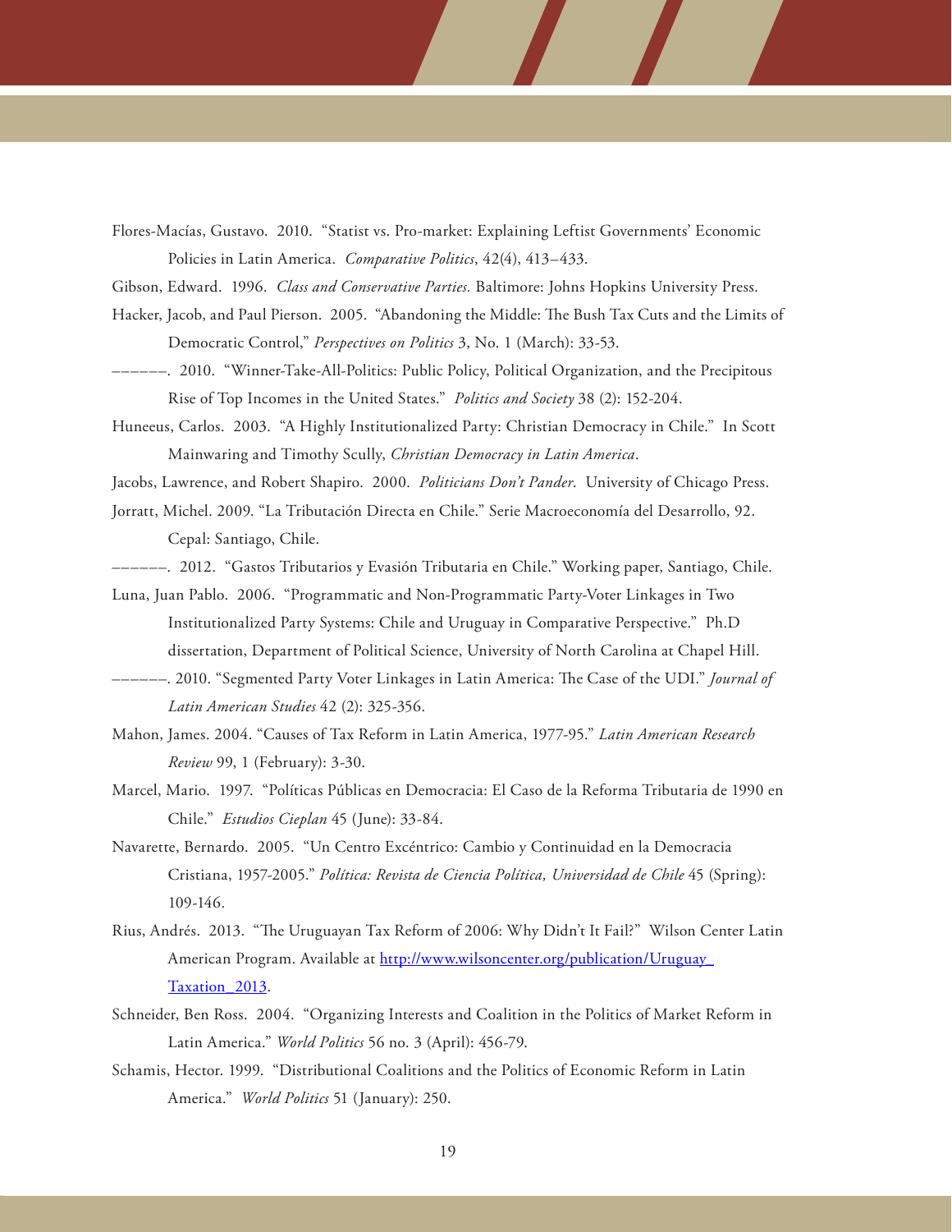Flores-Macías, Gustavo. 2010. "Statist vs. Pro-market: Explaining Leftist Governments' Economic Policies in Latin America. *Comparative Politics*, 42(4), 413–433.

Gibson, Edward. 1996. *Class and Conservative Parties.* Baltimore: Johns Hopkins University Press.

Hacker, Jacob, and Paul Pierson. 2005. "Abandoning the Middle: The Bush Tax Cuts and the Limits of Democratic Control," *Perspectives on Politics* 3, No. 1 (March): 33-53.

––––––. 2010. "Winner-Take-All-Politics: Public Policy, Political Organization, and the Precipitous Rise of Top Incomes in the United States." *Politics and Society* 38 (2): 152-204.

Huneeus, Carlos. 2003. "A Highly Institutionalized Party: Christian Democracy in Chile." In Scott Mainwaring and Timothy Scully, *Christian Democracy in Latin America*.

Jacobs, Lawrence, and Robert Shapiro. 2000. *Politicians Don't Pander*. University of Chicago Press.

Jorratt, Michel. 2009. "La Tributación Directa en Chile." Serie Macroeconomía del Desarrollo, 92. Cepal: Santiago, Chile.

––––––. 2012. "Gastos Tributarios y Evasión Tributaria en Chile." Working paper, Santiago, Chile.

Luna, Juan Pablo. 2006. "Programmatic and Non-Programmatic Party-Voter Linkages in Two Institutionalized Party Systems: Chile and Uruguay in Comparative Perspective." Ph.D dissertation, Department of Political Science, University of North Carolina at Chapel Hill.

––––––. 2010. "Segmented Party Voter Linkages in Latin America: The Case of the UDI." *Journal of Latin American Studies* 42 (2): 325-356.

Mahon, James. 2004. "Causes of Tax Reform in Latin America, 1977-95." *Latin American Research Review* 99, 1 (February): 3-30.

Marcel, Mario. 1997. "Políticas Públicas en Democracia: El Caso de la Reforma Tributaria de 1990 en Chile." *Estudios Cieplan* 45 (June): 33-84.

Navarette, Bernardo. 2005. "Un Centro Excéntrico: Cambio y Continuidad en la Democracia Cristiana, 1957-2005." *Política: Revista de Ciencia Política, Universidad de Chile* 45 (Spring): 109-146.

Rius, Andrés. 2013. "The Uruguayan Tax Reform of 2006: Why Didn't It Fail?" Wilson Center Latin American Program. Available at http://www.wilsoncenter.org/publication/Uruguay_Taxation_2013.

Schneider, Ben Ross. 2004. "Organizing Interests and Coalition in the Politics of Market Reform in Latin America." *World Politics* 56 no. 3 (April): 456-79.

Schamis, Hector. 1999. "Distributional Coalitions and the Politics of Economic Reform in Latin America." *World Politics* 51 (January): 250.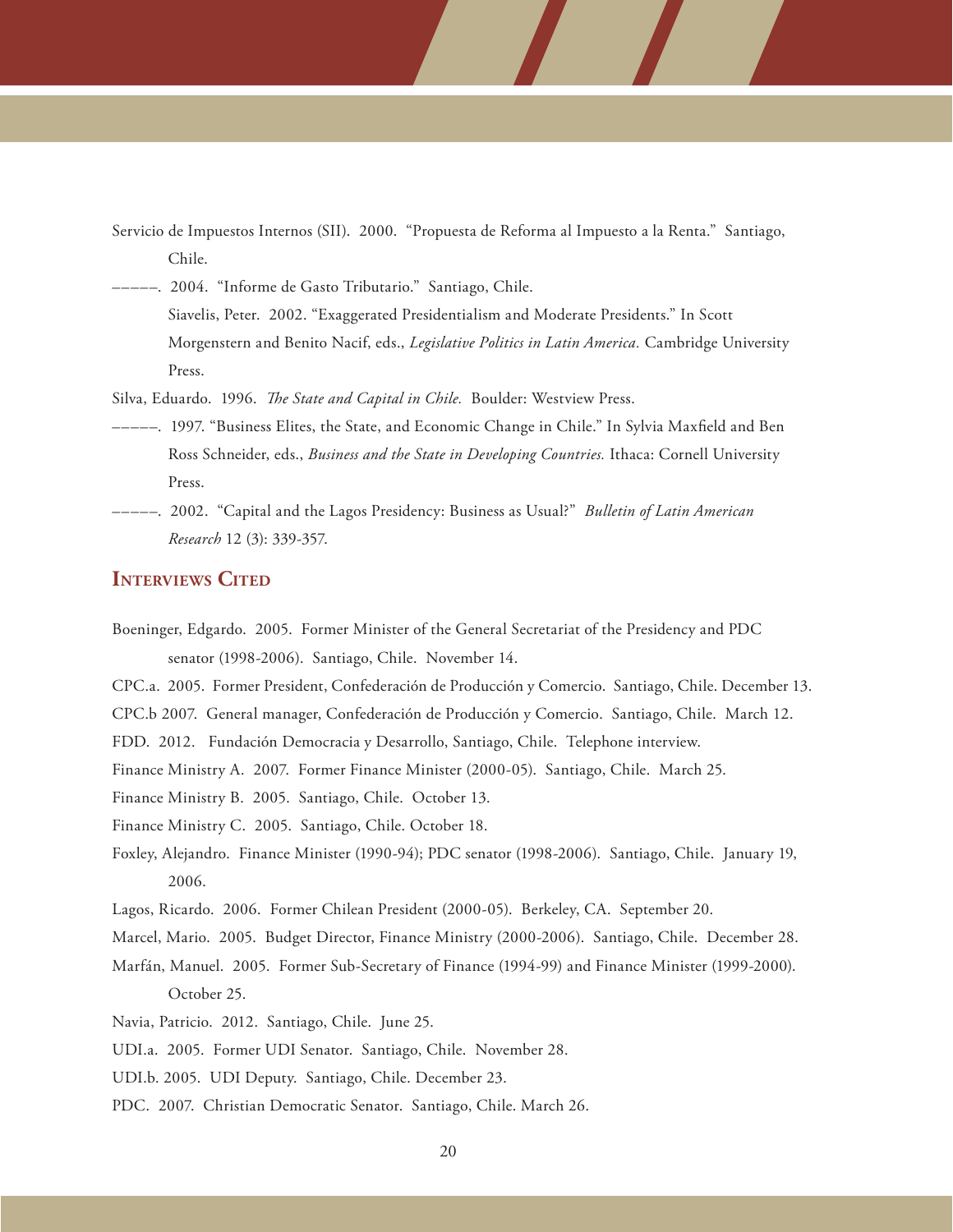Servicio de Impuestos Internos (SII). 2000. "Propuesta de Reforma al Impuesto a la Renta." Santiago, Chile.

–––––. 2004. "Informe de Gasto Tributario." Santiago, Chile.

Siavelis, Peter. 2002. "Exaggerated Presidentialism and Moderate Presidents." In Scott Morgenstern and Benito Nacif, eds., *Legislative Politics in Latin America.* Cambridge University Press.

Silva, Eduardo. 1996. *The State and Capital in Chile.* Boulder: Westview Press.

–––––. 1997. "Business Elites, the State, and Economic Change in Chile." In Sylvia Maxfield and Ben Ross Schneider, eds., *Business and the State in Developing Countries.* Ithaca: Cornell University Press.

–––––. 2002. "Capital and the Lagos Presidency: Business as Usual?" *Bulletin of Latin American Research* 12 (3): 339-357.

## Interviews Cited

Boeninger, Edgardo. 2005. Former Minister of the General Secretariat of the Presidency and PDC senator (1998-2006). Santiago, Chile. November 14.

CPC.a. 2005. Former President, Confederación de Producción y Comercio. Santiago, Chile. December 13.

CPC.b 2007. General manager, Confederación de Producción y Comercio. Santiago, Chile. March 12.

FDD. 2012. Fundación Democracia y Desarrollo, Santiago, Chile. Telephone interview.

Finance Ministry A. 2007. Former Finance Minister (2000-05). Santiago, Chile. March 25.

Finance Ministry B. 2005. Santiago, Chile. October 13.

Finance Ministry C. 2005. Santiago, Chile. October 18.

Foxley, Alejandro. Finance Minister (1990-94); PDC senator (1998-2006). Santiago, Chile. January 19, 2006.

Lagos, Ricardo. 2006. Former Chilean President (2000-05). Berkeley, CA. September 20.

Marcel, Mario. 2005. Budget Director, Finance Ministry (2000-2006). Santiago, Chile. December 28.

Marfán, Manuel. 2005. Former Sub-Secretary of Finance (1994-99) and Finance Minister (1999-2000). October 25.

Navia, Patricio. 2012. Santiago, Chile. June 25.

UDI.a. 2005. Former UDI Senator. Santiago, Chile. November 28.

UDI.b. 2005. UDI Deputy. Santiago, Chile. December 23.

PDC. 2007. Christian Democratic Senator. Santiago, Chile. March 26.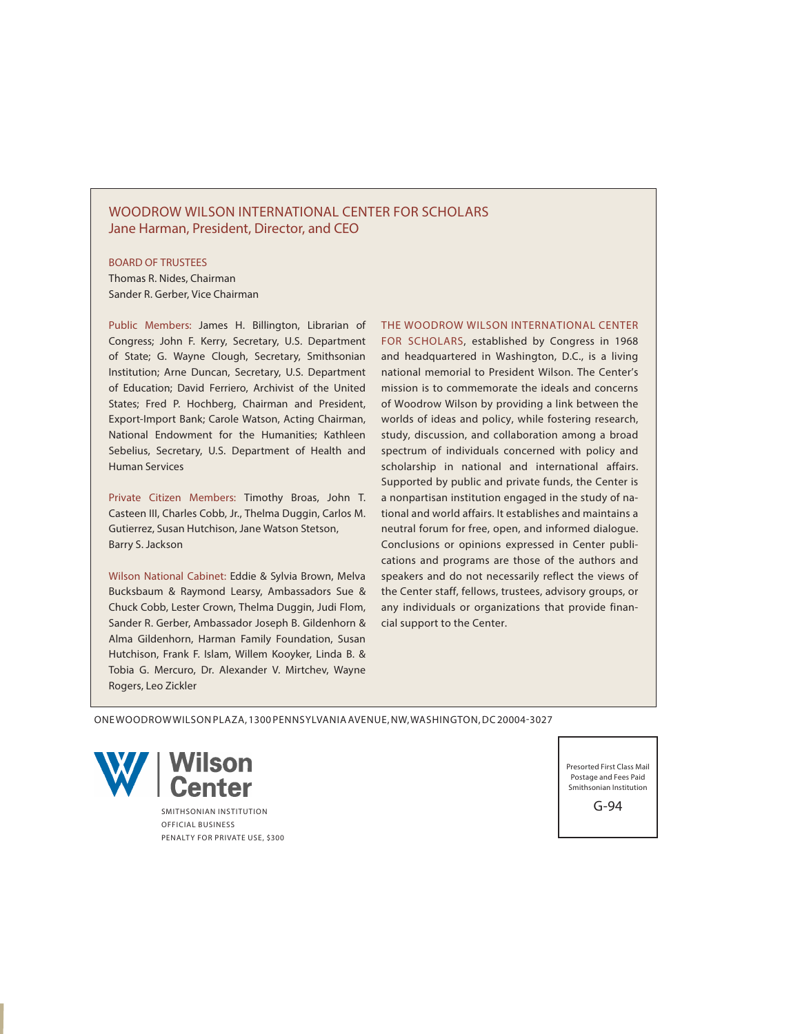## WOODROW WILSON INTERNATIONAL CENTER FOR SCHOLARS
Jane Harman, President, Director, and CEO

BOARD OF TRUSTEES

Thomas R. Nides, Chairman
Sander R. Gerber, Vice Chairman

Public Members: James H. Billington, Librarian of Congress; John F. Kerry, Secretary, U.S. Department of State; G. Wayne Clough, Secretary, Smithsonian Institution; Arne Duncan, Secretary, U.S. Department of Education; David Ferriero, Archivist of the United States; Fred P. Hochberg, Chairman and President, Export-Import Bank; Carole Watson, Acting Chairman, National Endowment for the Humanities; Kathleen Sebelius, Secretary, U.S. Department of Health and Human Services

Private Citizen Members: Timothy Broas, John T. Casteen III, Charles Cobb, Jr., Thelma Duggin, Carlos M. Gutierrez, Susan Hutchison, Jane Watson Stetson, Barry S. Jackson

Wilson National Cabinet: Eddie & Sylvia Brown, Melva Bucksbaum & Raymond Learsy, Ambassadors Sue & Chuck Cobb, Lester Crown, Thelma Duggin, Judi Flom, Sander R. Gerber, Ambassador Joseph B. Gildenhorn & Alma Gildenhorn, Harman Family Foundation, Susan Hutchison, Frank F. Islam, Willem Kooyker, Linda B. & Tobia G. Mercuro, Dr. Alexander V. Mirtchev, Wayne Rogers, Leo Zickler

THE WOODROW WILSON INTERNATIONAL CENTER FOR SCHOLARS, established by Congress in 1968 and headquartered in Washington, D.C., is a living national memorial to President Wilson. The Center's mission is to commemorate the ideals and concerns of Woodrow Wilson by providing a link between the worlds of ideas and policy, while fostering research, study, discussion, and collaboration among a broad spectrum of individuals concerned with policy and scholarship in national and international affairs. Supported by public and private funds, the Center is a nonpartisan institution engaged in the study of national and world affairs. It establishes and maintains a neutral forum for free, open, and informed dialogue. Conclusions or opinions expressed in Center publications and programs are those of the authors and speakers and do not necessarily reflect the views of the Center staff, fellows, trustees, advisory groups, or any individuals or organizations that provide financial support to the Center.

ONE WOODROW WILSON PLAZA, 1300 PENNSYLVANIA AVENUE, NW, WASHINGTON, DC 20004-3027

Wilson Center

SMITHSONIAN INSTITUTION
OFFICIAL BUSINESS
PENALTY FOR PRIVATE USE, $300

Presorted First Class Mail
Postage and Fees Paid
Smithsonian Institution

G-94